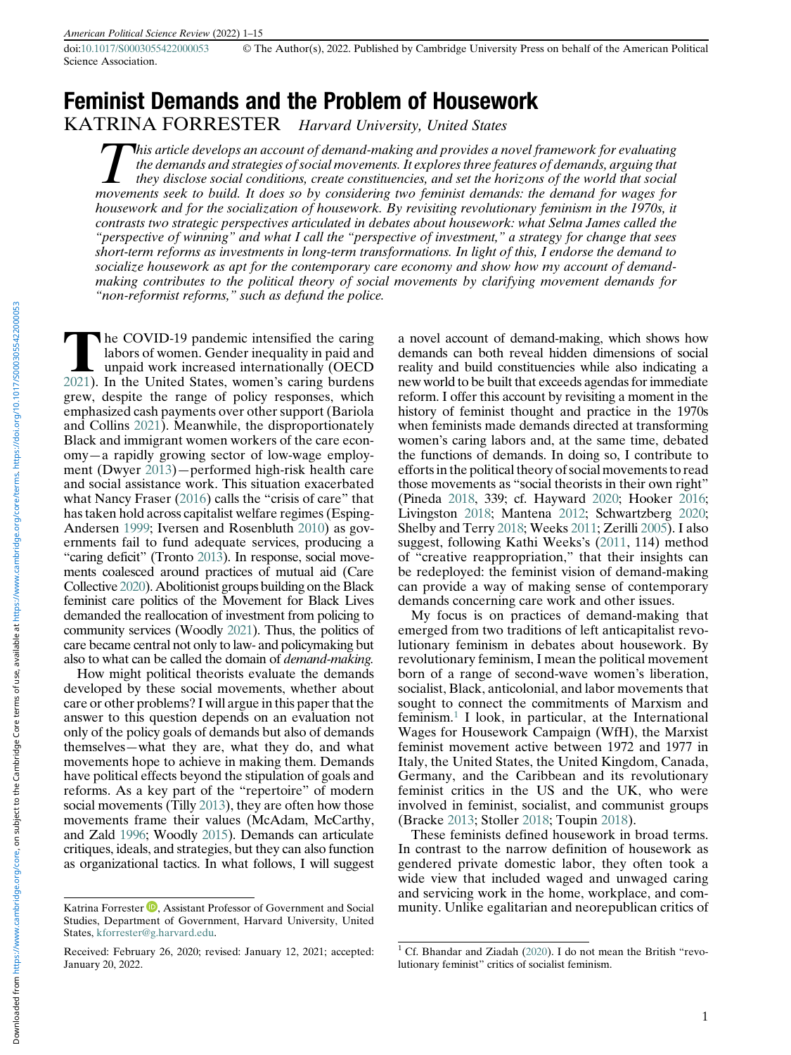# Feminist Demands and the Problem of Housework

KATRINA FORRESTER *Harvard University, United States*

*This article develops an account of demand-making and provides a novel framework for evaluating the demands and strategies of social movements. It explores three features of demands, arguing that they disclose social conditions, create constituencies, and set the horizons of the world that social movements seek to build. It does so by considering two feminist demands: the demand for wages for housework and for the socialization of housework. By revisiting revolutionary feminism in the 1970s, it contrasts two strategic perspectives articulated in debates about housework: what Selma James called the "perspective of winning" and what I call the "perspective of investment," a strategy for change that sees short-term reforms as investments in long-term transformations. In light of this, I endorse the demand to socialize housework as apt for the contemporary care economy and show how my account of demand-making contributes to the political theory of social movements by clarifying movement demands for "non-reformist reforms," such as defund the police.*

The COVID-19 pandemic intensified the caring labors of women. Gender inequality in paid and unpaid work increased internationally (OECD 2021). In the United States, women's caring burdens grew, despite the range of policy responses, which emphasized cash payments over other support (Bariola and Collins 2021). Meanwhile, the disproportionately Black and immigrant women workers of the care economy—a rapidly growing sector of low-wage employment (Dwyer 2013)—performed high-risk health care and social assistance work. This situation exacerbated what Nancy Fraser (2016) calls the "crisis of care" that has taken hold across capitalist welfare regimes (Esping-Andersen 1999; Iversen and Rosenbluth 2010) as governments fail to fund adequate services, producing a "caring deficit" (Tronto 2013). In response, social movements coalesced around practices of mutual aid (Care Collective 2020). Abolitionist groups building on the Black feminist care politics of the Movement for Black Lives demanded the reallocation of investment from policing to community services (Woodly 2021). Thus, the politics of care became central not only to law- and policymaking but also to what can be called the domain of *demand-making*.

How might political theorists evaluate the demands developed by these social movements, whether about care or other problems? I will argue in this paper that the answer to this question depends on an evaluation not only of the policy goals of demands but also of demands themselves—what they are, what they do, and what movements hope to achieve in making them. Demands have political effects beyond the stipulation of goals and reforms. As a key part of the "repertoire" of modern social movements (Tilly 2013), they are often how those movements frame their values (McAdam, McCarthy, and Zald 1996; Woodly 2015). Demands can articulate critiques, ideals, and strategies, but they can also function as organizational tactics. In what follows, I will suggest a novel account of demand-making, which shows how demands can both reveal hidden dimensions of social reality and build constituencies while also indicating a new world to be built that exceeds agendas for immediate reform. I offer this account by revisiting a moment in the history of feminist thought and practice in the 1970s when feminists made demands directed at transforming women's caring labors and, at the same time, debated the functions of demands. In doing so, I contribute to efforts in the political theory of social movements to read those movements as "social theorists in their own right" (Pineda 2018, 339; cf. Hayward 2020; Hooker 2016; Livingston 2018; Mantena 2012; Schwartzberg 2020; Shelby and Terry 2018; Weeks 2011; Zerilli 2005). I also suggest, following Kathi Weeks's (2011, 114) method of "creative reappropriation," that their insights can be redeployed: the feminist vision of demand-making can provide a way of making sense of contemporary demands concerning care work and other issues.

My focus is on practices of demand-making that emerged from two traditions of left anticapitalist revolutionary feminism in debates about housework. By revolutionary feminism, I mean the political movement born of a range of second-wave women's liberation, socialist, Black, anticolonial, and labor movements that sought to connect the commitments of Marxism and feminism.[1] I look, in particular, at the International Wages for Housework Campaign (WfH), the Marxist feminist movement active between 1972 and 1977 in Italy, the United States, the United Kingdom, Canada, Germany, and the Caribbean and its revolutionary feminist critics in the US and the UK, who were involved in feminist, socialist, and communist groups (Bracke 2013; Stoller 2018; Toupin 2018).

These feminists defined housework in broad terms. In contrast to the narrow definition of housework as gendered private domestic labor, they often took a wide view that included waged and unwaged caring and servicing work in the home, workplace, and community. Unlike egalitarian and neorepublican critics of

Katrina Forrester, Assistant Professor of Government and Social Studies, Department of Government, Harvard University, United States, kforrester@g.harvard.edu.

Received: February 26, 2020; revised: January 12, 2021; accepted: January 20, 2022.

[1] Cf. Bhandar and Ziadah (2020). I do not mean the British "revolutionary feminist" critics of socialist feminism.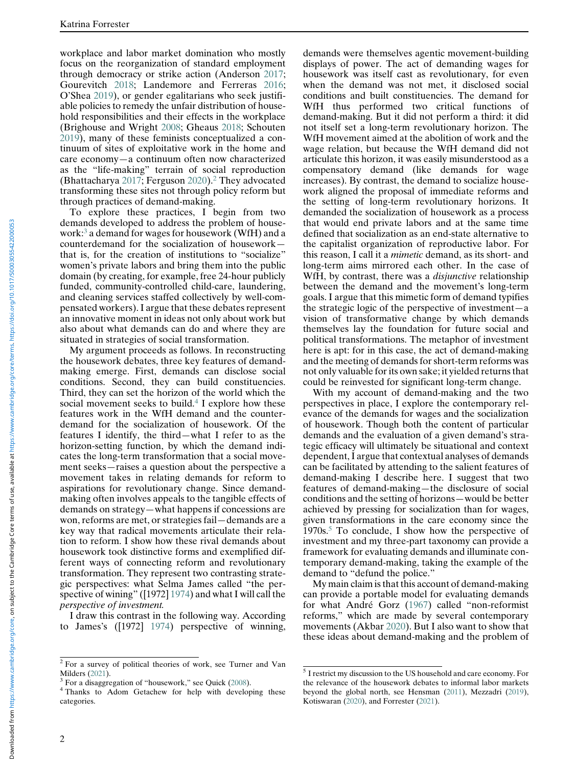workplace and labor market domination who mostly focus on the reorganization of standard employment through democracy or strike action (Anderson 2017; Gourevitch 2018; Landemore and Ferreras 2016; O'Shea 2019), or gender egalitarians who seek justifiable policies to remedy the unfair distribution of household responsibilities and their effects in the workplace (Brighouse and Wright 2008; Gheaus 2018; Schouten 2019), many of these feminists conceptualized a continuum of sites of exploitative work in the home and care economy—a continuum often now characterized as the "life-making" terrain of social reproduction (Bhattacharya 2017; Ferguson 2020).[2] They advocated transforming these sites not through policy reform but through practices of demand-making.

To explore these practices, I begin from two demands developed to address the problem of housework:[3] a demand for wages for housework (WfH) and a counterdemand for the socialization of housework—that is, for the creation of institutions to "socialize" women's private labors and bring them into the public domain (by creating, for example, free 24-hour publicly funded, community-controlled child-care, laundering, and cleaning services staffed collectively by well-compensated workers). I argue that these debates represent an innovative moment in ideas not only about work but also about what demands can do and where they are situated in strategies of social transformation.

My argument proceeds as follows. In reconstructing the housework debates, three key features of demand-making emerge. First, demands can disclose social conditions. Second, they can build constituencies. Third, they can set the horizon of the world which the social movement seeks to build.[4] I explore how these features work in the WfH demand and the counterdemand for the socialization of housework. Of the features I identify, the third—what I refer to as the horizon-setting function, by which the demand indicates the long-term transformation that a social movement seeks—raises a question about the perspective a movement takes in relating demands for reform to aspirations for revolutionary change. Since demand-making often involves appeals to the tangible effects of demands on strategy—what happens if concessions are won, reforms are met, or strategies fail—demands are a key way that radical movements articulate their relation to reform. I show how these rival demands about housework took distinctive forms and exemplified different ways of connecting reform and revolutionary transformation. They represent two contrasting strategic perspectives: what Selma James called "the perspective of wining" ([1972] 1974) and what I will call the *perspective of investment*.

I draw this contrast in the following way. According to James's ([1972] 1974) perspective of winning, demands were themselves agentic movement-building displays of power. The act of demanding wages for housework was itself cast as revolutionary, for even when the demand was not met, it disclosed social conditions and built constituencies. The demand for WfH thus performed two critical functions of demand-making. But it did not perform a third: it did not itself set a long-term revolutionary horizon. The WfH movement aimed at the abolition of work and the wage relation, but because the WfH demand did not articulate this horizon, it was easily misunderstood as a compensatory demand (like demands for wage increases). By contrast, the demand to socialize housework aligned the proposal of immediate reforms and the setting of long-term revolutionary horizons. It demanded the socialization of housework as a process that would end private labors and at the same time defined that socialization as an end-state alternative to the capitalist organization of reproductive labor. For this reason, I call it a *mimetic* demand, as its short- and long-term aims mirrored each other. In the case of WfH, by contrast, there was a *disjunctive* relationship between the demand and the movement's long-term goals. I argue that this mimetic form of demand typifies the strategic logic of the perspective of investment—a vision of transformative change by which demands themselves lay the foundation for future social and political transformations. The metaphor of investment here is apt: for in this case, the act of demand-making and the meeting of demands for short-term reforms was not only valuable for its own sake; it yielded returns that could be reinvested for significant long-term change.

With my account of demand-making and the two perspectives in place, I explore the contemporary relevance of the demands for wages and the socialization of housework. Though both the content of particular demands and the evaluation of a given demand's strategic efficacy will ultimately be situational and context dependent, I argue that contextual analyses of demands can be facilitated by attending to the salient features of demand-making I describe here. I suggest that two features of demand-making—the disclosure of social conditions and the setting of horizons—would be better achieved by pressing for socialization than for wages, given transformations in the care economy since the 1970s.[5] To conclude, I show how the perspective of investment and my three-part taxonomy can provide a framework for evaluating demands and illuminate contemporary demand-making, taking the example of the demand to "defund the police."

My main claim is that this account of demand-making can provide a portable model for evaluating demands for what André Gorz (1967) called "non-reformist reforms," which are made by several contemporary movements (Akbar 2020). But I also want to show that these ideas about demand-making and the problem of

[2] For a survey of political theories of work, see Turner and Van Milders (2021).

[3] For a disaggregation of "housework," see Quick (2008).

[4] Thanks to Adom Getachew for help with developing these categories.

[5] I restrict my discussion to the US household and care economy. For the relevance of the housework debates to informal labor markets beyond the global north, see Hensman (2011), Mezzadri (2019), Kotiswaran (2020), and Forrester (2021).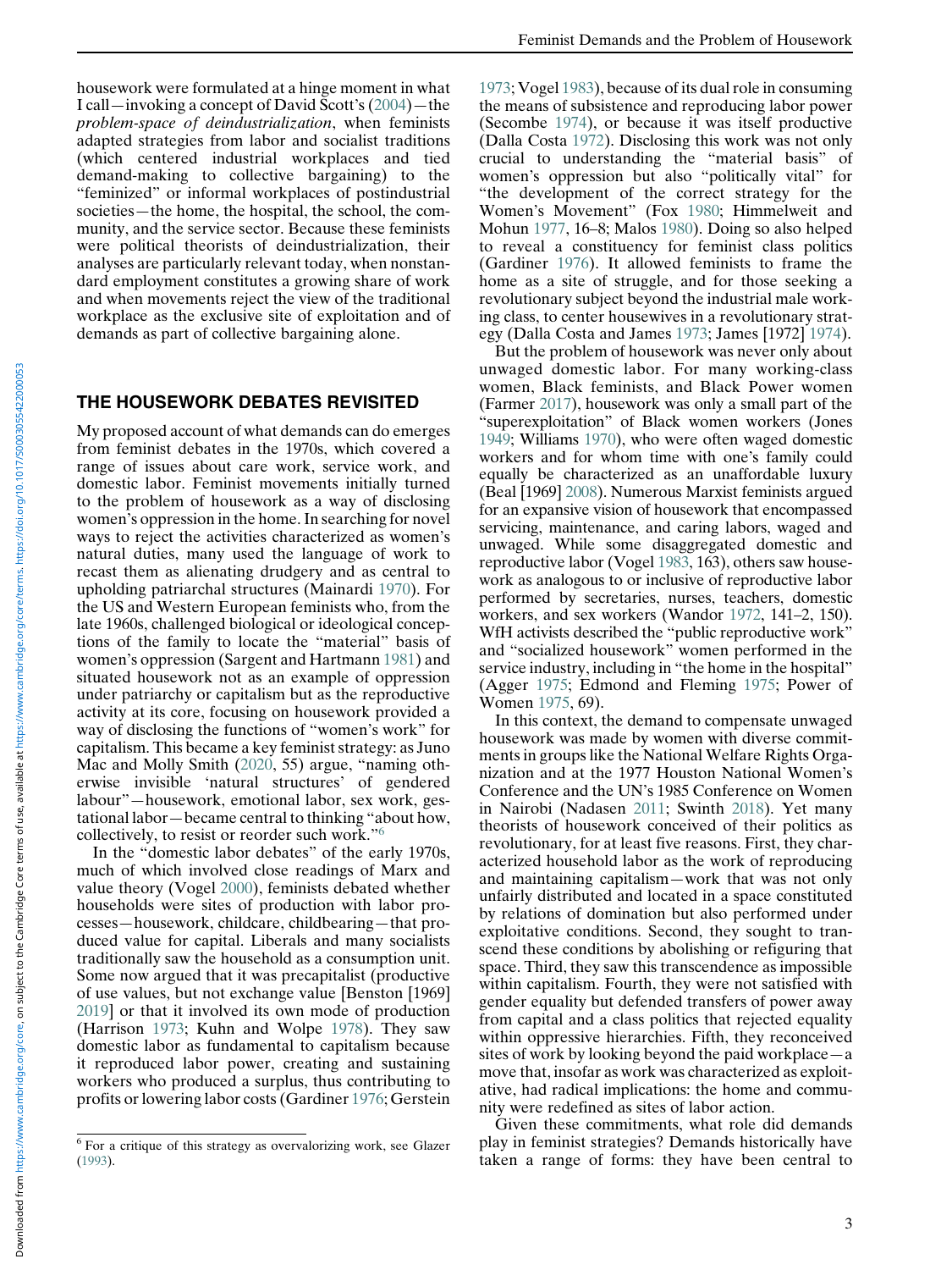housework were formulated at a hinge moment in what I call—invoking a concept of David Scott's (2004)—the *problem-space of deindustrialization*, when feminists adapted strategies from labor and socialist traditions (which centered industrial workplaces and tied demand-making to collective bargaining) to the "feminized" or informal workplaces of postindustrial societies—the home, the hospital, the school, the community, and the service sector. Because these feminists were political theorists of deindustrialization, their analyses are particularly relevant today, when nonstandard employment constitutes a growing share of work and when movements reject the view of the traditional workplace as the exclusive site of exploitation and of demands as part of collective bargaining alone.

## THE HOUSEWORK DEBATES REVISITED

My proposed account of what demands can do emerges from feminist debates in the 1970s, which covered a range of issues about care work, service work, and domestic labor. Feminist movements initially turned to the problem of housework as a way of disclosing women's oppression in the home. In searching for novel ways to reject the activities characterized as women's natural duties, many used the language of work to recast them as alienating drudgery and as central to upholding patriarchal structures (Mainardi 1970). For the US and Western European feminists who, from the late 1960s, challenged biological or ideological conceptions of the family to locate the "material" basis of women's oppression (Sargent and Hartmann 1981) and situated housework not as an example of oppression under patriarchy or capitalism but as the reproductive activity at its core, focusing on housework provided a way of disclosing the functions of "women's work" for capitalism. This became a key feminist strategy: as Juno Mac and Molly Smith (2020, 55) argue, "naming otherwise invisible 'natural structures' of gendered labour"—housework, emotional labor, sex work, gestational labor—became central to thinking "about how, collectively, to resist or reorder such work."[6]

In the "domestic labor debates" of the early 1970s, much of which involved close readings of Marx and value theory (Vogel 2000), feminists debated whether households were sites of production with labor processes—housework, childcare, childbearing—that produced value for capital. Liberals and many socialists traditionally saw the household as a consumption unit. Some now argued that it was precapitalist (productive of use values, but not exchange value [Benston [1969] 2019] or that it involved its own mode of production (Harrison 1973; Kuhn and Wolpe 1978). They saw domestic labor as fundamental to capitalism because it reproduced labor power, creating and sustaining workers who produced a surplus, thus contributing to profits or lowering labor costs (Gardiner 1976; Gerstein 1973; Vogel 1983), because of its dual role in consuming the means of subsistence and reproducing labor power (Secombe 1974), or because it was itself productive (Dalla Costa 1972). Disclosing this work was not only crucial to understanding the "material basis" of women's oppression but also "politically vital" for "the development of the correct strategy for the Women's Movement" (Fox 1980; Himmelweit and Mohun 1977, 16–8; Malos 1980). Doing so also helped to reveal a constituency for feminist class politics (Gardiner 1976). It allowed feminists to frame the home as a site of struggle, and for those seeking a revolutionary subject beyond the industrial male working class, to center housewives in a revolutionary strategy (Dalla Costa and James 1973; James [1972] 1974).

But the problem of housework was never only about unwaged domestic labor. For many working-class women, Black feminists, and Black Power women (Farmer 2017), housework was only a small part of the "superexploitation" of Black women workers (Jones 1949; Williams 1970), who were often waged domestic workers and for whom time with one's family could equally be characterized as an unaffordable luxury (Beal [1969] 2008). Numerous Marxist feminists argued for an expansive vision of housework that encompassed servicing, maintenance, and caring labors, waged and unwaged. While some disaggregated domestic and reproductive labor (Vogel 1983, 163), others saw housework as analogous to or inclusive of reproductive labor performed by secretaries, nurses, teachers, domestic workers, and sex workers (Wandor 1972, 141–2, 150). WfH activists described the "public reproductive work" and "socialized housework" women performed in the service industry, including in "the home in the hospital" (Agger 1975; Edmond and Fleming 1975; Power of Women 1975, 69).

In this context, the demand to compensate unwaged housework was made by women with diverse commitments in groups like the National Welfare Rights Organization and at the 1977 Houston National Women's Conference and the UN's 1985 Conference on Women in Nairobi (Nadasen 2011; Swinth 2018). Yet many theorists of housework conceived of their politics as revolutionary, for at least five reasons. First, they characterized household labor as the work of reproducing and maintaining capitalism—work that was not only unfairly distributed and located in a space constituted by relations of domination but also performed under exploitative conditions. Second, they sought to transcend these conditions by abolishing or refiguring that space. Third, they saw this transcendence as impossible within capitalism. Fourth, they were not satisfied with gender equality but defended transfers of power away from capital and a class politics that rejected equality within oppressive hierarchies. Fifth, they reconceived sites of work by looking beyond the paid workplace—a move that, insofar as work was characterized as exploitative, had radical implications: the home and community were redefined as sites of labor action.

Given these commitments, what role did demands play in feminist strategies? Demands historically have taken a range of forms: they have been central to

[6] For a critique of this strategy as overvalorizing work, see Glazer (1993).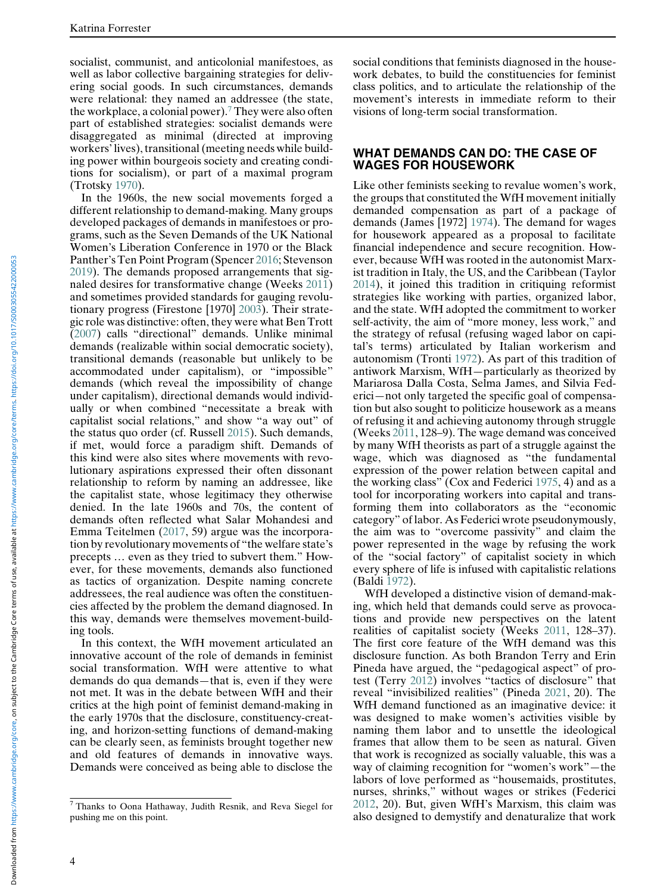socialist, communist, and anticolonial manifestoes, as well as labor collective bargaining strategies for delivering social goods. In such circumstances, demands were relational: they named an addressee (the state, the workplace, a colonial power).[7] They were also often part of established strategies: socialist demands were disaggregated as minimal (directed at improving workers' lives), transitional (meeting needs while building power within bourgeois society and creating conditions for socialism), or part of a maximal program (Trotsky 1970).

In the 1960s, the new social movements forged a different relationship to demand-making. Many groups developed packages of demands in manifestoes or programs, such as the Seven Demands of the UK National Women's Liberation Conference in 1970 or the Black Panther's Ten Point Program (Spencer 2016; Stevenson 2019). The demands proposed arrangements that signaled desires for transformative change (Weeks 2011) and sometimes provided standards for gauging revolutionary progress (Firestone [1970] 2003). Their strategic role was distinctive: often, they were what Ben Trott (2007) calls "directional" demands. Unlike minimal demands (realizable within social democratic society), transitional demands (reasonable but unlikely to be accommodated under capitalism), or "impossible" demands (which reveal the impossibility of change under capitalism), directional demands would individually or when combined "necessitate a break with capitalist social relations," and show "a way out" of the status quo order (cf. Russell 2015). Such demands, if met, would force a paradigm shift. Demands of this kind were also sites where movements with revolutionary aspirations expressed their often dissonant relationship to reform by naming an addressee, like the capitalist state, whose legitimacy they otherwise denied. In the late 1960s and 70s, the content of demands often reflected what Salar Mohandesi and Emma Teitelmen (2017, 59) argue was the incorporation by revolutionary movements of "the welfare state's precepts … even as they tried to subvert them." However, for these movements, demands also functioned as tactics of organization. Despite naming concrete addressees, the real audience was often the constituencies affected by the problem the demand diagnosed. In this way, demands were themselves movement-building tools.

In this context, the WfH movement articulated an innovative account of the role of demands in feminist social transformation. WfH were attentive to what demands do qua demands—that is, even if they were not met. It was in the debate between WfH and their critics at the high point of feminist demand-making in the early 1970s that the disclosure, constituency-creating, and horizon-setting functions of demand-making can be clearly seen, as feminists brought together new and old features of demands in innovative ways. Demands were conceived as being able to disclose the social conditions that feminists diagnosed in the housework debates, to build the constituencies for feminist class politics, and to articulate the relationship of the movement's interests in immediate reform to their visions of long-term social transformation.

## WHAT DEMANDS CAN DO: THE CASE OF WAGES FOR HOUSEWORK

Like other feminists seeking to revalue women's work, the groups that constituted the WfH movement initially demanded compensation as part of a package of demands (James [1972] 1974). The demand for wages for housework appeared as a proposal to facilitate financial independence and secure recognition. However, because WfH was rooted in the autonomist Marxist tradition in Italy, the US, and the Caribbean (Taylor 2014), it joined this tradition in critiquing reformist strategies like working with parties, organized labor, and the state. WfH adopted the commitment to worker self-activity, the aim of "more money, less work," and the strategy of refusal (refusing waged labor on capital's terms) articulated by Italian workerism and autonomism (Tronti 1972). As part of this tradition of antiwork Marxism, WfH—particularly as theorized by Mariarosa Dalla Costa, Selma James, and Silvia Federici—not only targeted the specific goal of compensation but also sought to politicize housework as a means of refusing it and achieving autonomy through struggle (Weeks 2011, 128–9). The wage demand was conceived by many WfH theorists as part of a struggle against the wage, which was diagnosed as "the fundamental expression of the power relation between capital and the working class" (Cox and Federici 1975, 4) and as a tool for incorporating workers into capital and transforming them into collaborators as the "economic category" of labor. As Federici wrote pseudonymously, the aim was to "overcome passivity" and claim the power represented in the wage by refusing the work of the "social factory" of capitalist society in which every sphere of life is infused with capitalistic relations (Baldi 1972).

WfH developed a distinctive vision of demand-making, which held that demands could serve as provocations and provide new perspectives on the latent realities of capitalist society (Weeks 2011, 128–37). The first core feature of the WfH demand was this disclosure function. As both Brandon Terry and Erin Pineda have argued, the "pedagogical aspect" of protest (Terry 2012) involves "tactics of disclosure" that reveal "invisibilized realities" (Pineda 2021, 20). The WfH demand functioned as an imaginative device: it was designed to make women's activities visible by naming them labor and to unsettle the ideological frames that allow them to be seen as natural. Given that work is recognized as socially valuable, this was a way of claiming recognition for "women's work"—the labors of love performed as "housemaids, prostitutes, nurses, shrinks," without wages or strikes (Federici 2012, 20). But, given WfH's Marxism, this claim was also designed to demystify and denaturalize that work

[7] Thanks to Oona Hathaway, Judith Resnik, and Reva Siegel for pushing me on this point.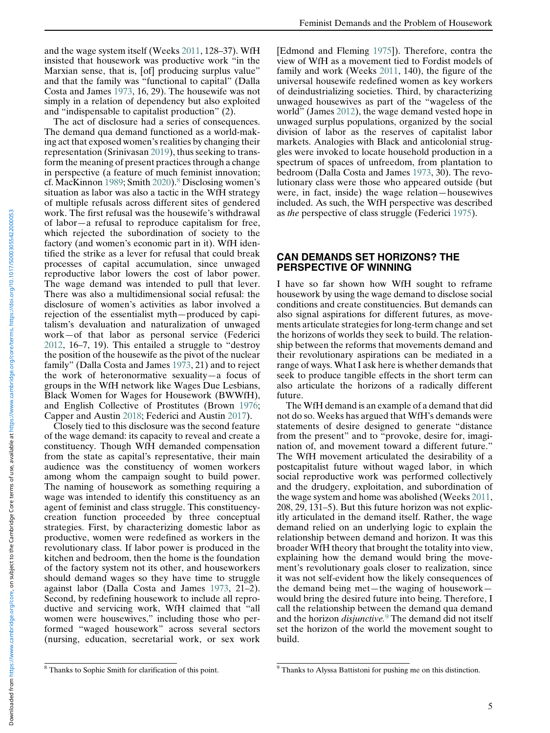and the wage system itself (Weeks 2011, 128–37). WfH insisted that housework was productive work "in the Marxian sense, that is, [of] producing surplus value" and that the family was "functional to capital" (Dalla Costa and James 1973, 16, 29). The housewife was not simply in a relation of dependency but also exploited and "indispensable to capitalist production" (2).

The act of disclosure had a series of consequences. The demand qua demand functioned as a world-making act that exposed women's realities by changing their representation (Srinivasan 2019), thus seeking to transform the meaning of present practices through a change in perspective (a feature of much feminist innovation; cf. MacKinnon 1989; Smith 2020).[8] Disclosing women's situation as labor was also a tactic in the WfH strategy of multiple refusals across different sites of gendered work. The first refusal was the housewife's withdrawal of labor—a refusal to reproduce capitalism for free, which rejected the subordination of society to the factory (and women's economic part in it). WfH identified the strike as a lever for refusal that could break processes of capital accumulation, since unwaged reproductive labor lowers the cost of labor power. The wage demand was intended to pull that lever. There was also a multidimensional social refusal: the disclosure of women's activities as labor involved a rejection of the essentialist myth—produced by capitalism's devaluation and naturalization of unwaged work—of that labor as personal service (Federici 2012, 16–7, 19). This entailed a struggle to "destroy the position of the housewife as the pivot of the nuclear family" (Dalla Costa and James 1973, 21) and to reject the work of heteronormative sexuality—a focus of groups in the WfH network like Wages Due Lesbians, Black Women for Wages for Housework (BWWfH), and English Collective of Prostitutes (Brown 1976; Capper and Austin 2018; Federici and Austin 2017).

Closely tied to this disclosure was the second feature of the wage demand: its capacity to reveal and create a constituency. Though WfH demanded compensation from the state as capital's representative, their main audience was the constituency of women workers among whom the campaign sought to build power. The naming of housework as something requiring a wage was intended to identify this constituency as an agent of feminist and class struggle. This constituency-creation function proceeded by three conceptual strategies. First, by characterizing domestic labor as productive, women were redefined as workers in the revolutionary class. If labor power is produced in the kitchen and bedroom, then the home is the foundation of the factory system not its other, and houseworkers should demand wages so they have time to struggle against labor (Dalla Costa and James 1973, 21–2). Second, by redefining housework to include all reproductive and servicing work, WfH claimed that "all women were housewives," including those who performed "waged housework" across several sectors (nursing, education, secretarial work, or sex work [Edmond and Fleming 1975]). Therefore, contra the view of WfH as a movement tied to Fordist models of family and work (Weeks 2011, 140), the figure of the universal housewife redefined women as key workers of deindustrializing societies. Third, by characterizing unwaged housewives as part of the "wageless of the world" (James 2012), the wage demand vested hope in unwaged surplus populations, organized by the social division of labor as the reserves of capitalist labor markets. Analogies with Black and anticolonial struggles were invoked to locate household production in a spectrum of spaces of unfreedom, from plantation to bedroom (Dalla Costa and James 1973, 30). The revolutionary class were those who appeared outside (but were, in fact, inside) the wage relation—housewives included. As such, the WfH perspective was described as *the* perspective of class struggle (Federici 1975).

## CAN DEMANDS SET HORIZONS? THE PERSPECTIVE OF WINNING

I have so far shown how WfH sought to reframe housework by using the wage demand to disclose social conditions and create constituencies. But demands can also signal aspirations for different futures, as movements articulate strategies for long-term change and set the horizons of worlds they seek to build. The relationship between the reforms that movements demand and their revolutionary aspirations can be mediated in a range of ways. What I ask here is whether demands that seek to produce tangible effects in the short term can also articulate the horizons of a radically different future.

The WfH demand is an example of a demand that did not do so. Weeks has argued that WfH's demands were statements of desire designed to generate "distance from the present" and to "provoke, desire for, imagination of, and movement toward a different future." The WfH movement articulated the desirability of a postcapitalist future without waged labor, in which social reproductive work was performed collectively and the drudgery, exploitation, and subordination of the wage system and home was abolished (Weeks 2011, 208, 29, 131–5). But this future horizon was not explicitly articulated in the demand itself. Rather, the wage demand relied on an underlying logic to explain the relationship between demand and horizon. It was this broader WfH theory that brought the totality into view, explaining how the demand would bring the movement's revolutionary goals closer to realization, since it was not self-evident how the likely consequences of the demand being met—the waging of housework—would bring the desired future into being. Therefore, I call the relationship between the demand qua demand and the horizon *disjunctive*.[9] The demand did not itself set the horizon of the world the movement sought to build.

---

[8] Thanks to Sophie Smith for clarification of this point.

[9] Thanks to Alyssa Battistoni for pushing me on this distinction.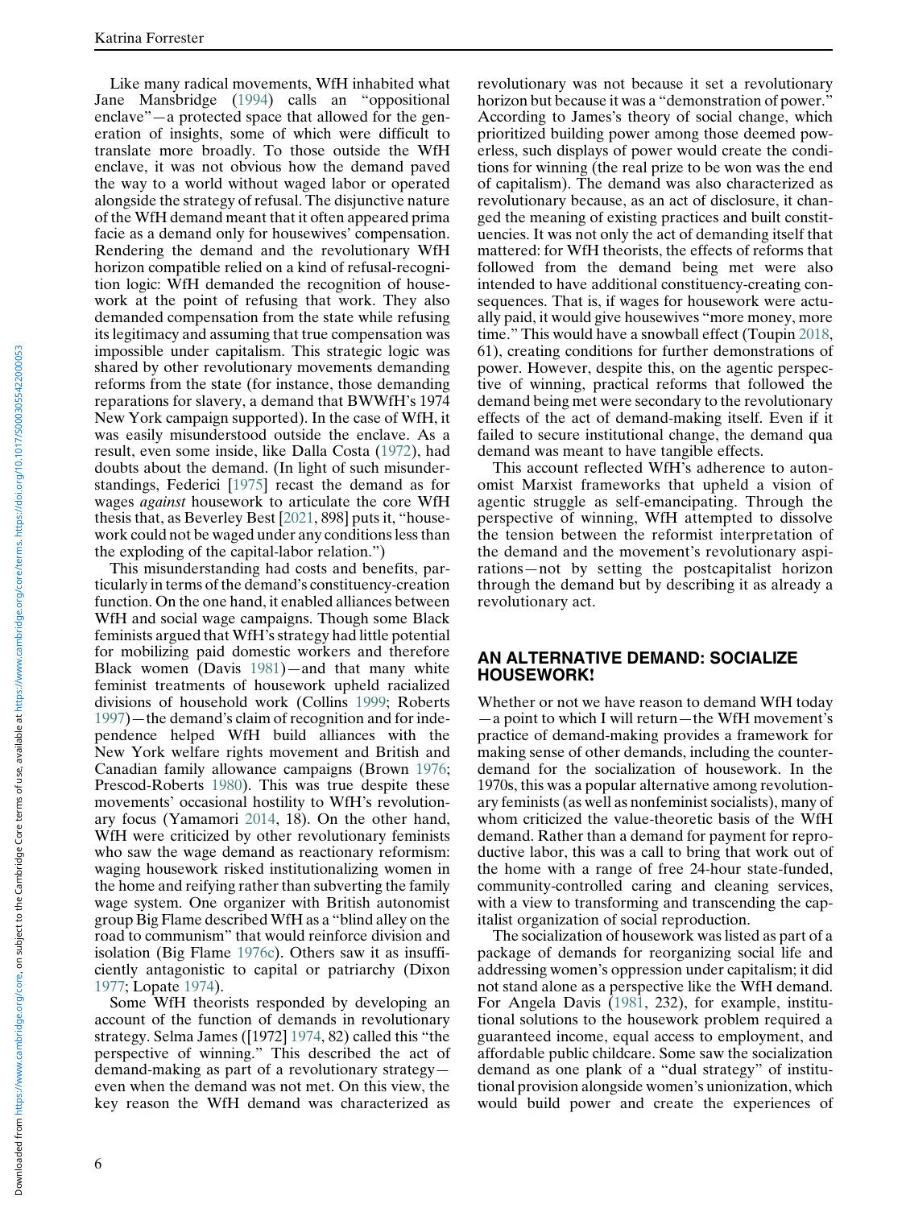Like many radical movements, WfH inhabited what Jane Mansbridge (1994) calls an "oppositional enclave"—a protected space that allowed for the generation of insights, some of which were difficult to translate more broadly. To those outside the WfH enclave, it was not obvious how the demand paved the way to a world without waged labor or operated alongside the strategy of refusal. The disjunctive nature of the WfH demand meant that it often appeared prima facie as a demand only for housewives' compensation. Rendering the demand and the revolutionary WfH horizon compatible relied on a kind of refusal-recognition logic: WfH demanded the recognition of housework at the point of refusing that work. They also demanded compensation from the state while refusing its legitimacy and assuming that true compensation was impossible under capitalism. This strategic logic was shared by other revolutionary movements demanding reforms from the state (for instance, those demanding reparations for slavery, a demand that BWWfH's 1974 New York campaign supported). In the case of WfH, it was easily misunderstood outside the enclave. As a result, even some inside, like Dalla Costa (1972), had doubts about the demand. (In light of such misunderstandings, Federici [1975] recast the demand as for wages *against* housework to articulate the core WfH thesis that, as Beverley Best [2021, 898] puts it, "housework could not be waged under any conditions less than the exploding of the capital-labor relation.")

This misunderstanding had costs and benefits, particularly in terms of the demand's constituency-creation function. On the one hand, it enabled alliances between WfH and social wage campaigns. Though some Black feminists argued that WfH's strategy had little potential for mobilizing paid domestic workers and therefore Black women (Davis 1981)—and that many white feminist treatments of housework upheld racialized divisions of household work (Collins 1999; Roberts 1997)—the demand's claim of recognition and for independence helped WfH build alliances with the New York welfare rights movement and British and Canadian family allowance campaigns (Brown 1976; Prescod-Roberts 1980). This was true despite these movements' occasional hostility to WfH's revolutionary focus (Yamamori 2014, 18). On the other hand, WfH was criticized by other revolutionary feminists who saw the wage demand as reactionary reformism: waging housework risked institutionalizing women in the home and reifying rather than subverting the family wage system. One organizer with British autonomist group Big Flame described WfH as a "blind alley on the road to communism" that would reinforce division and isolation (Big Flame 1976c). Others saw it as insufficiently antagonistic to capital or patriarchy (Dixon 1977; Lopate 1974).

Some WfH theorists responded by developing an account of the function of demands in revolutionary strategy. Selma James ([1972] 1974, 82) called this "the perspective of winning." This described the act of demand-making as part of a revolutionary strategy—even when the demand was not met. On this view, the key reason the WfH demand was characterized as revolutionary was not because it set a revolutionary horizon but because it was a "demonstration of power." According to James's theory of social change, which prioritized building power among those deemed powerless, such displays of power would create the conditions for winning (the real prize to be won was the end of capitalism). The demand was also characterized as revolutionary because, as an act of disclosure, it changed the meaning of existing practices and built constituencies. It was not only the act of demanding itself that mattered: for WfH theorists, the effects of reforms that followed from the demand being met were also intended to have additional constituency-creating consequences. That is, if wages for housework were actually paid, it would give housewives "more money, more time." This would have a snowball effect (Toupin 2018, 61), creating conditions for further demonstrations of power. However, despite this, on the agentic perspective of winning, practical reforms that followed the demand being met were secondary to the revolutionary effects of the act of demand-making itself. Even if it failed to secure institutional change, the demand qua demand was meant to have tangible effects.

This account reflected WfH's adherence to autonomist Marxist frameworks that upheld a vision of agentic struggle as self-emancipating. Through the perspective of winning, WfH attempted to dissolve the tension between the reformist interpretation of the demand and the movement's revolutionary aspirations—not by setting the postcapitalist horizon through the demand but by describing it as already a revolutionary act.

## AN ALTERNATIVE DEMAND: SOCIALIZE HOUSEWORK!

Whether or not we have reason to demand WfH today—a point to which I will return—the WfH movement's practice of demand-making provides a framework for making sense of other demands, including the counter-demand for the socialization of housework. In the 1970s, this was a popular alternative among revolutionary feminists (as well as nonfeminist socialists), many of whom criticized the value-theoretic basis of the WfH demand. Rather than a demand for payment for reproductive labor, this was a call to bring that work out of the home with a range of free 24-hour state-funded, community-controlled caring and cleaning services, with a view to transforming and transcending the capitalist organization of social reproduction.

The socialization of housework was listed as part of a package of demands for reorganizing social life and addressing women's oppression under capitalism; it did not stand alone as a perspective like the WfH demand. For Angela Davis (1981, 232), for example, institutional solutions to the housework problem required a guaranteed income, equal access to employment, and affordable public childcare. Some saw the socialization demand as one plank of a "dual strategy" of institutional provision alongside women's unionization, which would build power and create the experiences of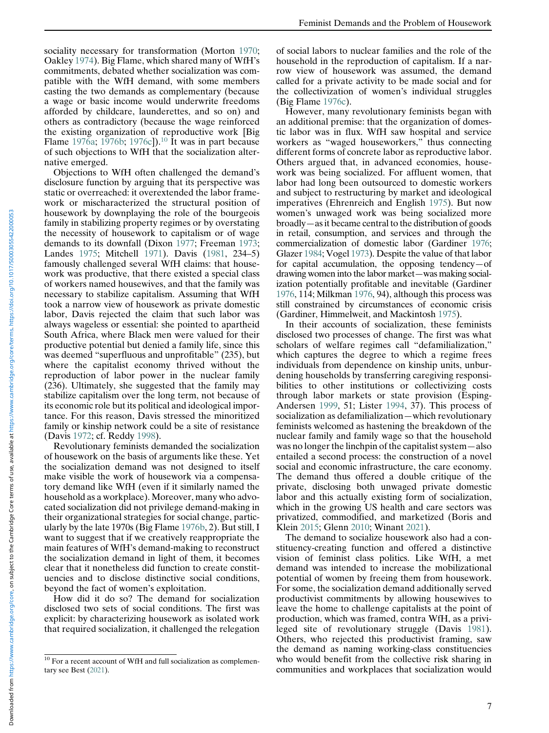sociality necessary for transformation (Morton 1970; Oakley 1974). Big Flame, which shared many of WfH's commitments, debated whether socialization was compatible with the WfH demand, with some members casting the two demands as complementary (because a wage or basic income would underwrite freedoms afforded by childcare, launderettes, and so on) and others as contradictory (because the wage reinforced the existing organization of reproductive work [Big Flame 1976a; 1976b; 1976c]).[10] It was in part because of such objections to WfH that the socialization alternative emerged.

Objections to WfH often challenged the demand's disclosure function by arguing that its perspective was static or overreached: it overextended the labor framework or mischaracterized the structural position of housework by downplaying the role of the bourgeois family in stabilizing property regimes or by overstating the necessity of housework to capitalism or of wage demands to its downfall (Dixon 1977; Freeman 1973; Landes 1975; Mitchell 1971). Davis (1981, 234–5) famously challenged several WfH claims: that housework was productive, that there existed a special class of workers named housewives, and that the family was necessary to stabilize capitalism. Assuming that WfH took a narrow view of housework as private domestic labor, Davis rejected the claim that such labor was always wageless or essential: she pointed to apartheid South Africa, where Black men were valued for their productive potential but denied a family life, since this was deemed "superfluous and unprofitable" (235), but where the capitalist economy thrived without the reproduction of labor power in the nuclear family (236). Ultimately, she suggested that the family may stabilize capitalism over the long term, not because of its economic role but its political and ideological importance. For this reason, Davis stressed the minoritized family or kinship network could be a site of resistance (Davis 1972; cf. Reddy 1998).

Revolutionary feminists demanded the socialization of housework on the basis of arguments like these. Yet the socialization demand was not designed to itself make visible the work of housework via a compensatory demand like WfH (even if it similarly named the household as a workplace). Moreover, many who advocated socialization did not privilege demand-making in their organizational strategies for social change, particularly by the late 1970s (Big Flame 1976b, 2). But still, I want to suggest that if we creatively reappropriate the main features of WfH's demand-making to reconstruct the socialization demand in light of them, it becomes clear that it nonetheless did function to create constituencies and to disclose distinctive social conditions, beyond the fact of women's exploitation.

How did it do so? The demand for socialization disclosed two sets of social conditions. The first was explicit: by characterizing housework as isolated work that required socialization, it challenged the relegation of social labors to nuclear families and the role of the household in the reproduction of capitalism. If a narrow view of housework was assumed, the demand called for a private activity to be made social and for the collectivization of women's individual struggles (Big Flame 1976c).

However, many revolutionary feminists began with an additional premise: that the organization of domestic labor was in flux. WfH saw hospital and service workers as "waged houseworkers," thus connecting different forms of concrete labor as reproductive labor. Others argued that, in advanced economies, housework was being socialized. For affluent women, that labor had long been outsourced to domestic workers and subject to restructuring by market and ideological imperatives (Ehrenreich and English 1975). But now women's unwaged work was being socialized more broadly—as it became central to the distribution of goods in retail, consumption, and services and through the commercialization of domestic labor (Gardiner 1976; Glazer 1984; Vogel 1973). Despite the value of that labor for capital accumulation, the opposing tendency—of drawing women into the labor market—was making socialization potentially profitable and inevitable (Gardiner 1976, 114; Milkman 1976, 94), although this process was still constrained by circumstances of economic crisis (Gardiner, Himmelweit, and Mackintosh 1975).

In their accounts of socialization, these feminists disclosed two processes of change. The first was what scholars of welfare regimes call "defamilialization," which captures the degree to which a regime frees individuals from dependence on kinship units, unburdening households by transferring caregiving responsibilities to other institutions or collectivizing costs through labor markets or state provision (Esping-Andersen 1999, 51; Lister 1994, 37). This process of socialization as defamilialization—which revolutionary feminists welcomed as hastening the breakdown of the nuclear family and family wage so that the household was no longer the linchpin of the capitalist system—also entailed a second process: the construction of a novel social and economic infrastructure, the care economy. The demand thus offered a double critique of the private, disclosing both unwaged private domestic labor and this actually existing form of socialization, which in the growing US health and care sectors was privatized, commodified, and marketized (Boris and Klein 2015; Glenn 2010; Winant 2021).

The demand to socialize housework also had a constituency-creating function and offered a distinctive vision of feminist class politics. Like WfH, a met demand was intended to increase the mobilizational potential of women by freeing them from housework. For some, the socialization demand additionally served productivist commitments by allowing housewives to leave the home to challenge capitalists at the point of production, which was framed, contra WfH, as a privileged site of revolutionary struggle (Davis 1981). Others, who rejected this productivist framing, saw the demand as naming working-class constituencies who would benefit from the collective risk sharing in communities and workplaces that socialization would

[10] For a recent account of WfH and full socialization as complementary see Best (2021).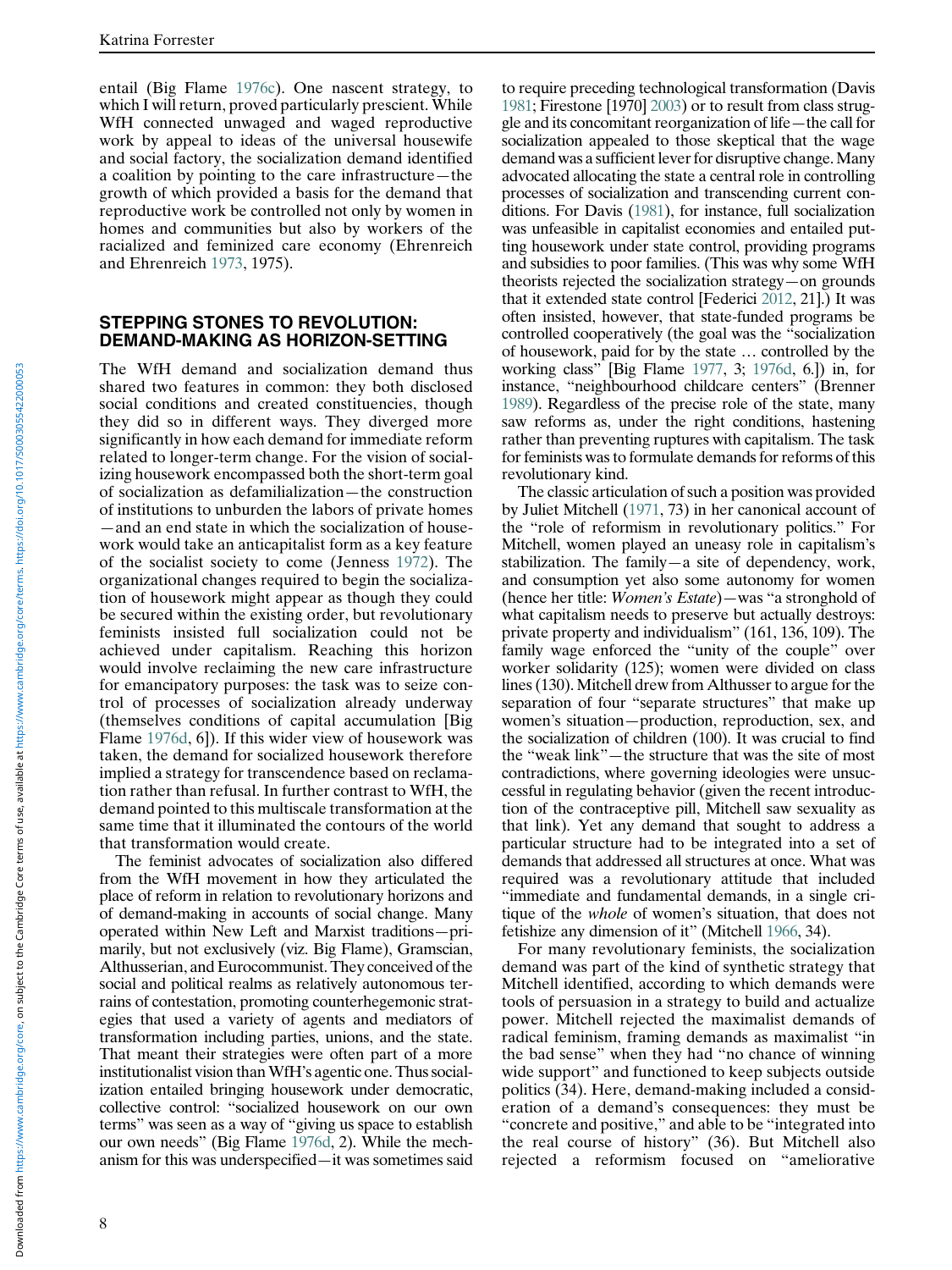entail (Big Flame 1976c). One nascent strategy, to which I will return, proved particularly prescient. While WfH connected unwaged and waged reproductive work by appeal to ideas of the universal housewife and social factory, the socialization demand identified a coalition by pointing to the care infrastructure—the growth of which provided a basis for the demand that reproductive work be controlled not only by women in homes and communities but also by workers of the racialized and feminized care economy (Ehrenreich and Ehrenreich 1973, 1975).

## STEPPING STONES TO REVOLUTION: DEMAND-MAKING AS HORIZON-SETTING

The WfH demand and socialization demand thus shared two features in common: they both disclosed social conditions and created constituencies, though they did so in different ways. They diverged more significantly in how each demand for immediate reform related to longer-term change. For the vision of socializing housework encompassed both the short-term goal of socialization as defamilialization—the construction of institutions to unburden the labors of private homes—and an end state in which the socialization of housework would take an anticapitalist form as a key feature of the socialist society to come (Jenness 1972). The organizational changes required to begin the socialization of housework might appear as though they could be secured within the existing order, but revolutionary feminists insisted full socialization could not be achieved under capitalism. Reaching this horizon would involve reclaiming the new care infrastructure for emancipatory purposes: the task was to seize control of processes of socialization already underway (themselves conditions of capital accumulation [Big Flame 1976d, 6]). If this wider view of housework was taken, the demand for socialized housework therefore implied a strategy for transcendence based on reclamation rather than refusal. In further contrast to WfH, the demand pointed to this multiscale transformation at the same time that it illuminated the contours of the world that transformation would create.

The feminist advocates of socialization also differed from the WfH movement in how they articulated the place of reform in relation to revolutionary horizons and of demand-making in accounts of social change. Many operated within New Left and Marxist traditions—primarily, but not exclusively (viz. Big Flame), Gramscian, Althusserian, and Eurocommunist. They conceived of the social and political realms as relatively autonomous terrains of contestation, promoting counterhegemonic strategies that used a variety of agents and mediators of transformation including parties, unions, and the state. That meant their strategies were often part of a more institutionalist vision than WfH's agentic one. Thus socialization entailed bringing housework under democratic, collective control: "socialized housework on our own terms" was seen as a way of "giving us space to establish our own needs" (Big Flame 1976d, 2). While the mechanism for this was underspecified—it was sometimes said to require preceding technological transformation (Davis 1981; Firestone [1970] 2003) or to result from class struggle and its concomitant reorganization of life—the call for socialization appealed to those skeptical that the wage demand was a sufficient lever for disruptive change. Many advocated allocating the state a central role in controlling processes of socialization and transcending current conditions. For Davis (1981), for instance, full socialization was unfeasible in capitalist economies and entailed putting housework under state control, providing programs and subsidies to poor families. (This was why some WfH theorists rejected the socialization strategy—on grounds that it extended state control [Federici 2012, 21].) It was often insisted, however, that state-funded programs be controlled cooperatively (the goal was the "socialization of housework, paid for by the state … controlled by the working class" [Big Flame 1977, 3; 1976d, 6.]) in, for instance, "neighbourhood childcare centers" (Brenner 1989). Regardless of the precise role of the state, many saw reforms as, under the right conditions, hastening rather than preventing ruptures with capitalism. The task for feminists was to formulate demands for reforms of this revolutionary kind.

The classic articulation of such a position was provided by Juliet Mitchell (1971, 73) in her canonical account of the "role of reformism in revolutionary politics." For Mitchell, women played an uneasy role in capitalism's stabilization. The family—a site of dependency, work, and consumption yet also some autonomy for women (hence her title: *Women's Estate*)—was "a stronghold of what capitalism needs to preserve but actually destroys: private property and individualism" (161, 136, 109). The family wage enforced the "unity of the couple" over worker solidarity (125); women were divided on class lines (130). Mitchell drew from Althusser to argue for the separation of four "separate structures" that make up women's situation—production, reproduction, sex, and the socialization of children (100). It was crucial to find the "weak link"—the structure that was the site of most contradictions, where governing ideologies were unsuccessful in regulating behavior (given the recent introduction of the contraceptive pill, Mitchell saw sexuality as that link). Yet any demand that sought to address a particular structure had to be integrated into a set of demands that addressed all structures at once. What was required was a revolutionary attitude that included "immediate and fundamental demands, in a single critique of the *whole* of women's situation, that does not fetishize any dimension of it" (Mitchell 1966, 34).

For many revolutionary feminists, the socialization demand was part of the kind of synthetic strategy that Mitchell identified, according to which demands were tools of persuasion in a strategy to build and actualize power. Mitchell rejected the maximalist demands of radical feminism, framing demands as maximalist "in the bad sense" when they had "no chance of winning wide support" and functioned to keep subjects outside politics (34). Here, demand-making included a consideration of a demand's consequences: they must be "concrete and positive," and able to be "integrated into the real course of history" (36). But Mitchell also rejected a reformism focused on "ameliorative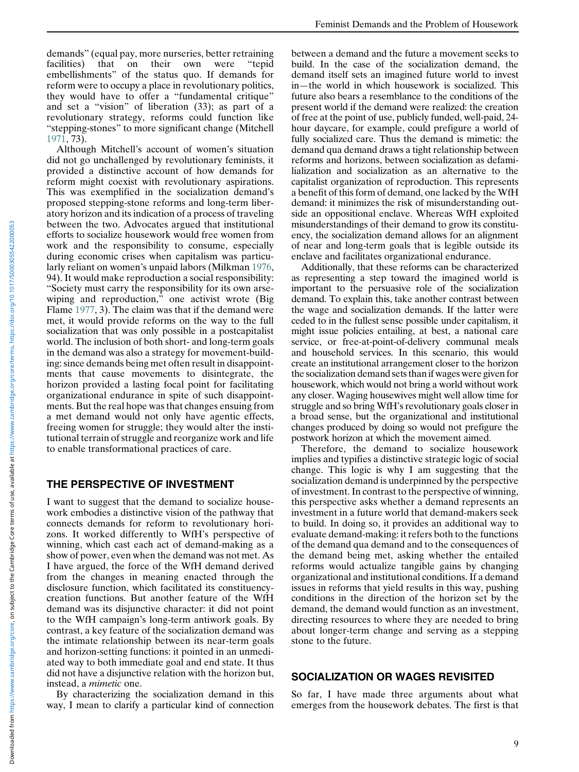demands" (equal pay, more nurseries, better retraining facilities) that on their own were "tepid embellishments" of the status quo. If demands for reform were to occupy a place in revolutionary politics, they would have to offer a "fundamental critique" and set a "vision" of liberation (33); as part of a revolutionary strategy, reforms could function like "stepping-stones" to more significant change (Mitchell 1971, 73).

Although Mitchell's account of women's situation did not go unchallenged by revolutionary feminists, it provided a distinctive account of how demands for reform might coexist with revolutionary aspirations. This was exemplified in the socialization demand's proposed stepping-stone reforms and long-term liberatory horizon and its indication of a process of traveling between the two. Advocates argued that institutional efforts to socialize housework would free women from work and the responsibility to consume, especially during economic crises when capitalism was particularly reliant on women's unpaid labors (Milkman 1976, 94). It would make reproduction a social responsibility: "Society must carry the responsibility for its own arse-wiping and reproduction," one activist wrote (Big Flame 1977, 3). The claim was that if the demand were met, it would provide reforms on the way to the full socialization that was only possible in a postcapitalist world. The inclusion of both short- and long-term goals in the demand was also a strategy for movement-building: since demands being met often result in disappointments that cause movements to disintegrate, the horizon provided a lasting focal point for facilitating organizational endurance in spite of such disappointments. But the real hope was that changes ensuing from a met demand would not only have agentic effects, freeing women for struggle; they would alter the institutional terrain of struggle and reorganize work and life to enable transformational practices of care.

## THE PERSPECTIVE OF INVESTMENT

I want to suggest that the demand to socialize housework embodies a distinctive vision of the pathway that connects demands for reform to revolutionary horizons. It worked differently to WfH's perspective of winning, which cast each act of demand-making as a show of power, even when the demand was not met. As I have argued, the force of the WfH demand derived from the changes in meaning enacted through the disclosure function, which facilitated its constituency-creation functions. But another feature of the WfH demand was its disjunctive character: it did not point to the WfH campaign's long-term antiwork goals. By contrast, a key feature of the socialization demand was the intimate relationship between its near-term goals and horizon-setting functions: it pointed in an unmediated way to both immediate goal and end state. It thus did not have a disjunctive relation with the horizon but, instead, a *mimetic* one.

By characterizing the socialization demand in this way, I mean to clarify a particular kind of connection between a demand and the future a movement seeks to build. In the case of the socialization demand, the demand itself sets an imagined future world to invest in—the world in which housework is socialized. This future also bears a resemblance to the conditions of the present world if the demand were realized: the creation of free at the point of use, publicly funded, well-paid, 24-hour daycare, for example, could prefigure a world of fully socialized care. Thus the demand is mimetic: the demand qua demand draws a tight relationship between reforms and horizons, between socialization as defamilialization and socialization as an alternative to the capitalist organization of reproduction. This represents a benefit of this form of demand, one lacked by the WfH demand: it minimizes the risk of misunderstanding outside an oppositional enclave. Whereas WfH exploited misunderstandings of their demand to grow its constituency, the socialization demand allows for an alignment of near and long-term goals that is legible outside its enclave and facilitates organizational endurance.

Additionally, that these reforms can be characterized as representing a step toward the imagined world is important to the persuasive role of the socialization demand. To explain this, take another contrast between the wage and socialization demands. If the latter were ceded to in the fullest sense possible under capitalism, it might issue policies entailing, at best, a national care service, or free-at-point-of-delivery communal meals and household services. In this scenario, this would create an institutional arrangement closer to the horizon the socialization demand sets than if wages were given for housework, which would not bring a world without work any closer. Waging housewives might well allow time for struggle and so bring WfH's revolutionary goals closer in a broad sense, but the organizational and institutional changes produced by doing so would not prefigure the postwork horizon at which the movement aimed.

Therefore, the demand to socialize housework implies and typifies a distinctive strategic logic of social change. This logic is why I am suggesting that the socialization demand is underpinned by the perspective of investment. In contrast to the perspective of winning, this perspective asks whether a demand represents an investment in a future world that demand-makers seek to build. In doing so, it provides an additional way to evaluate demand-making: it refers both to the functions of the demand qua demand and to the consequences of the demand being met, asking whether the entailed reforms would actualize tangible gains by changing organizational and institutional conditions. If a demand issues in reforms that yield results in this way, pushing conditions in the direction of the horizon set by the demand, the demand would function as an investment, directing resources to where they are needed to bring about longer-term change and serving as a stepping stone to the future.

## SOCIALIZATION OR WAGES REVISITED

So far, I have made three arguments about what emerges from the housework debates. The first is that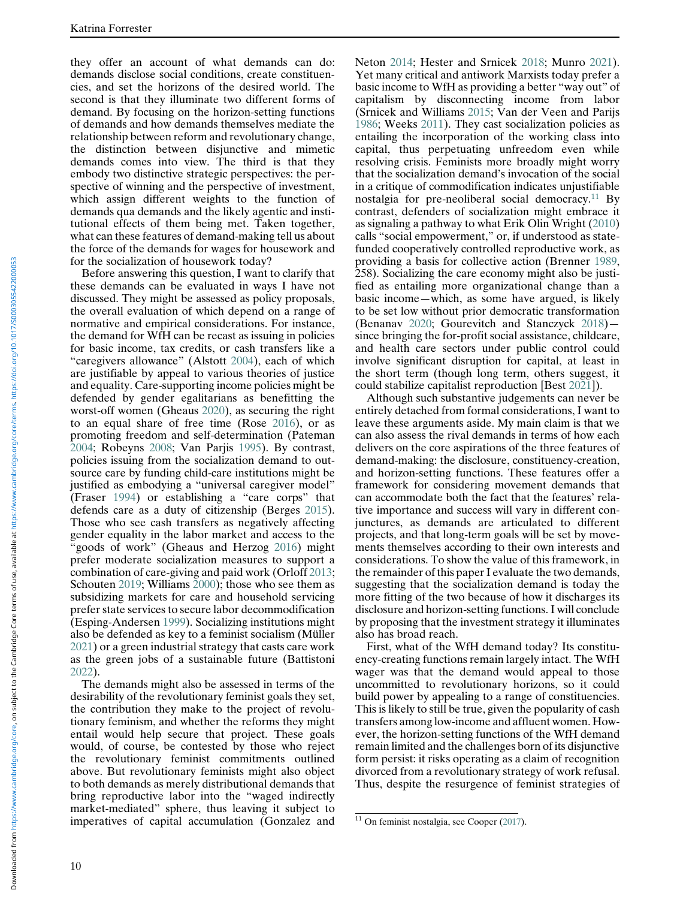they offer an account of what demands can do: demands disclose social conditions, create constituencies, and set the horizons of the desired world. The second is that they illuminate two different forms of demand. By focusing on the horizon-setting functions of demands and how demands themselves mediate the relationship between reform and revolutionary change, the distinction between disjunctive and mimetic demands comes into view. The third is that they embody two distinctive strategic perspectives: the perspective of winning and the perspective of investment, which assign different weights to the function of demands qua demands and the likely agentic and institutional effects of them being met. Taken together, what can these features of demand-making tell us about the force of the demands for wages for housework and for the socialization of housework today?

Before answering this question, I want to clarify that these demands can be evaluated in ways I have not discussed. They might be assessed as policy proposals, the overall evaluation of which depend on a range of normative and empirical considerations. For instance, the demand for WfH can be recast as issuing in policies for basic income, tax credits, or cash transfers like a "caregivers allowance" (Alstott 2004), each of which are justifiable by appeal to various theories of justice and equality. Care-supporting income policies might be defended by gender egalitarians as benefitting the worst-off women (Gheaus 2020), as securing the right to an equal share of free time (Rose 2016), or as promoting freedom and self-determination (Pateman 2004; Robeyns 2008; Van Parijs 1995). By contrast, policies issuing from the socialization demand to outsource care by funding child-care institutions might be justified as embodying a "universal caregiver model" (Fraser 1994) or establishing a "care corps" that defends care as a duty of citizenship (Berges 2015). Those who see cash transfers as negatively affecting gender equality in the labor market and access to the "goods of work" (Gheaus and Herzog 2016) might prefer moderate socialization measures to support a combination of care-giving and paid work (Orloff 2013; Schouten 2019; Williams 2000); those who see them as subsidizing markets for care and household servicing prefer state services to secure labor decommodification (Esping-Andersen 1999). Socializing institutions might also be defended as key to a feminist socialism (Müller 2021) or a green industrial strategy that casts care work as the green jobs of a sustainable future (Battistoni 2022).

The demands might also be assessed in terms of the desirability of the revolutionary feminist goals they set, the contribution they make to the project of revolutionary feminism, and whether the reforms they might entail would help secure that project. These goals would, of course, be contested by those who reject the revolutionary feminist commitments outlined above. But revolutionary feminists might also object to both demands as merely distributional demands that bring reproductive labor into the "waged indirectly market-mediated" sphere, thus leaving it subject to imperatives of capital accumulation (Gonzalez and Neton 2014; Hester and Srnicek 2018; Munro 2021). Yet many critical and antiwork Marxists today prefer a basic income to WfH as providing a better "way out" of capitalism by disconnecting income from labor (Srnicek and Williams 2015; Van der Veen and Parijs 1986; Weeks 2011). They cast socialization policies as entailing the incorporation of the working class into capital, thus perpetuating unfreedom even while resolving crisis. Feminists more broadly might worry that the socialization demand's invocation of the social in a critique of commodification indicates unjustifiable nostalgia for pre-neoliberal social democracy.[11] By contrast, defenders of socialization might embrace it as signaling a pathway to what Erik Olin Wright (2010) calls "social empowerment," or, if understood as state-funded cooperatively controlled reproductive work, as providing a basis for collective action (Brenner 1989, 258). Socializing the care economy might also be justified as entailing more organizational change than a basic income—which, as some have argued, is likely to be set low without prior democratic transformation (Benanav 2020; Gourevitch and Stanczyck 2018)—since bringing the for-profit social assistance, childcare, and health care sectors under public control could involve significant disruption for capital, at least in the short term (though long term, others suggest, it could stabilize capitalist reproduction [Best 2021]).

Although such substantive judgements can never be entirely detached from formal considerations, I want to leave these arguments aside. My main claim is that we can also assess the rival demands in terms of how each delivers on the core aspirations of the three features of demand-making: the disclosure, constituency-creation, and horizon-setting functions. These features offer a framework for considering movement demands that can accommodate both the fact that the features' relative importance and success will vary in different conjunctures, as demands are articulated to different projects, and that long-term goals will be set by movements themselves according to their own interests and considerations. To show the value of this framework, in the remainder of this paper I evaluate the two demands, suggesting that the socialization demand is today the more fitting of the two because of how it discharges its disclosure and horizon-setting functions. I will conclude by proposing that the investment strategy it illuminates also has broad reach.

First, what of the WfH demand today? Its constituency-creating functions remain largely intact. The WfH wager was that the demand would appeal to those uncommitted to revolutionary horizons, so it could build power by appealing to a range of constituencies. This is likely to still be true, given the popularity of cash transfers among low-income and affluent women. However, the horizon-setting functions of the WfH demand remain limited and the challenges born of its disjunctive form persist: it risks operating as a claim of recognition divorced from a revolutionary strategy of work refusal. Thus, despite the resurgence of feminist strategies of

[11] On feminist nostalgia, see Cooper (2017).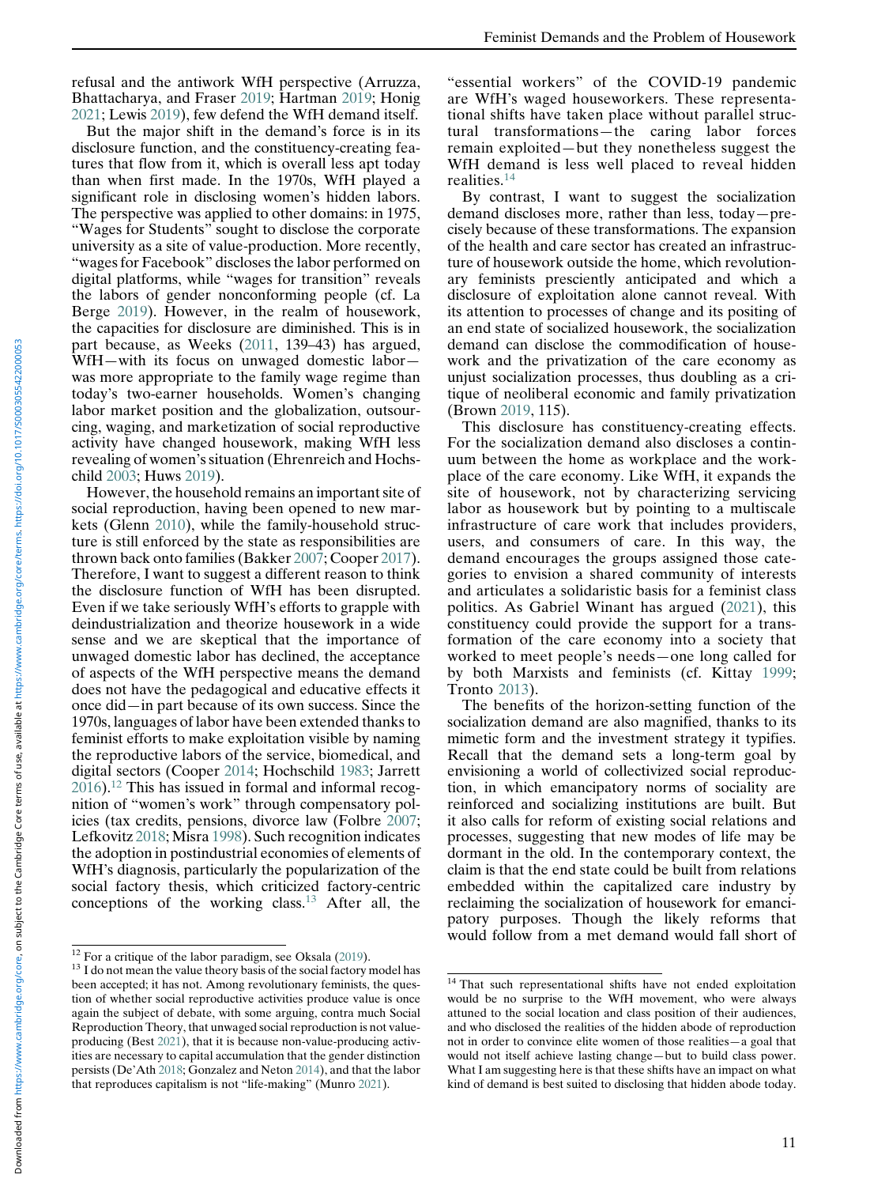refusal and the antiwork WfH perspective (Arruzza, Bhattacharya, and Fraser 2019; Hartman 2019; Honig 2021; Lewis 2019), few defend the WfH demand itself.

But the major shift in the demand's force is in its disclosure function, and the constituency-creating features that flow from it, which is overall less apt today than when first made. In the 1970s, WfH played a significant role in disclosing women's hidden labors. The perspective was applied to other domains: in 1975, "Wages for Students" sought to disclose the corporate university as a site of value-production. More recently, "wages for Facebook" discloses the labor performed on digital platforms, while "wages for transition" reveals the labors of gender nonconforming people (cf. La Berge 2019). However, in the realm of housework, the capacities for disclosure are diminished. This is in part because, as Weeks (2011, 139–43) has argued, WfH—with its focus on unwaged domestic labor—was more appropriate to the family wage regime than today's two-earner households. Women's changing labor market position and the globalization, outsourcing, waging, and marketization of social reproductive activity have changed housework, making WfH less revealing of women's situation (Ehrenreich and Hochschild 2003; Huws 2019).

However, the household remains an important site of social reproduction, having been opened to new markets (Glenn 2010), while the family-household structure is still enforced by the state as responsibilities are thrown back onto families (Bakker 2007; Cooper 2017). Therefore, I want to suggest a different reason to think the disclosure function of WfH has been disrupted. Even if we take seriously WfH's efforts to grapple with deindustrialization and theorize housework in a wide sense and we are skeptical that the importance of unwaged domestic labor has declined, the acceptance of aspects of the WfH perspective means the demand does not have the pedagogical and educative effects it once did—in part because of its own success. Since the 1970s, languages of labor have been extended thanks to feminist efforts to make exploitation visible by naming the reproductive labors of the service, biomedical, and digital sectors (Cooper 2014; Hochschild 1983; Jarrett 2016).[12] This has issued in formal and informal recognition of "women's work" through compensatory policies (tax credits, pensions, divorce law (Folbre 2007; Lefkovitz 2018; Misra 1998). Such recognition indicates the adoption in postindustrial economies of elements of WfH's diagnosis, particularly the popularization of the social factory thesis, which criticized factory-centric conceptions of the working class.[13] After all, the "essential workers" of the COVID-19 pandemic are WfH's waged houseworkers. These representational shifts have taken place without parallel structural transformations—the caring labor forces remain exploited—but they nonetheless suggest the WfH demand is less well placed to reveal hidden realities.[14]

By contrast, I want to suggest the socialization demand discloses more, rather than less, today—precisely because of these transformations. The expansion of the health and care sector has created an infrastructure of housework outside the home, which revolutionary feminists presciently anticipated and which a disclosure of exploitation alone cannot reveal. With its attention to processes of change and its positing of an end state of socialized housework, the socialization demand can disclose the commodification of housework and the privatization of the care economy as unjust socialization processes, thus doubling as a critique of neoliberal economic and family privatization (Brown 2019, 115).

This disclosure has constituency-creating effects. For the socialization demand also discloses a continuum between the home as workplace and the workplace of the care economy. Like WfH, it expands the site of housework, not by characterizing servicing labor as housework but by pointing to a multiscale infrastructure of care work that includes providers, users, and consumers of care. In this way, the demand encourages the groups assigned those categories to envision a shared community of interests and articulates a solidaristic basis for a feminist class politics. As Gabriel Winant has argued (2021), this constituency could provide the support for a transformation of the care economy into a society that worked to meet people's needs—one long called for by both Marxists and feminists (cf. Kittay 1999; Tronto 2013).

The benefits of the horizon-setting function of the socialization demand are also magnified, thanks to its mimetic form and the investment strategy it typifies. Recall that the demand sets a long-term goal by envisioning a world of collectivized social reproduction, in which emancipatory norms of sociality are reinforced and socializing institutions are built. But it also calls for reform of existing social relations and processes, suggesting that new modes of life may be dormant in the old. In the contemporary context, the claim is that the end state could be built from relations embedded within the capitalized care industry by reclaiming the socialization of housework for emancipatory purposes. Though the likely reforms that would follow from a met demand would fall short of

---

[12] For a critique of the labor paradigm, see Oksala (2019).

[13] I do not mean the value theory basis of the social factory model has been accepted; it has not. Among revolutionary feminists, the question of whether social reproductive activities produce value is once again the subject of debate, with some arguing, contra much Social Reproduction Theory, that unwaged social reproduction is not value-producing (Best 2021), that it is because non-value-producing activities are necessary to capital accumulation that the gender distinction persists (De'Ath 2018; Gonzalez and Neton 2014), and that the labor that reproduces capitalism is not "life-making" (Munro 2021).

[14] That such representational shifts have not ended exploitation would be no surprise to the WfH movement, who were always attuned to the social location and class position of their audiences, and who disclosed the realities of the hidden abode of reproduction not in order to convince elite women of those realities—a goal that would not itself achieve lasting change—but to build class power. What I am suggesting here is that these shifts have an impact on what kind of demand is best suited to disclosing that hidden abode today.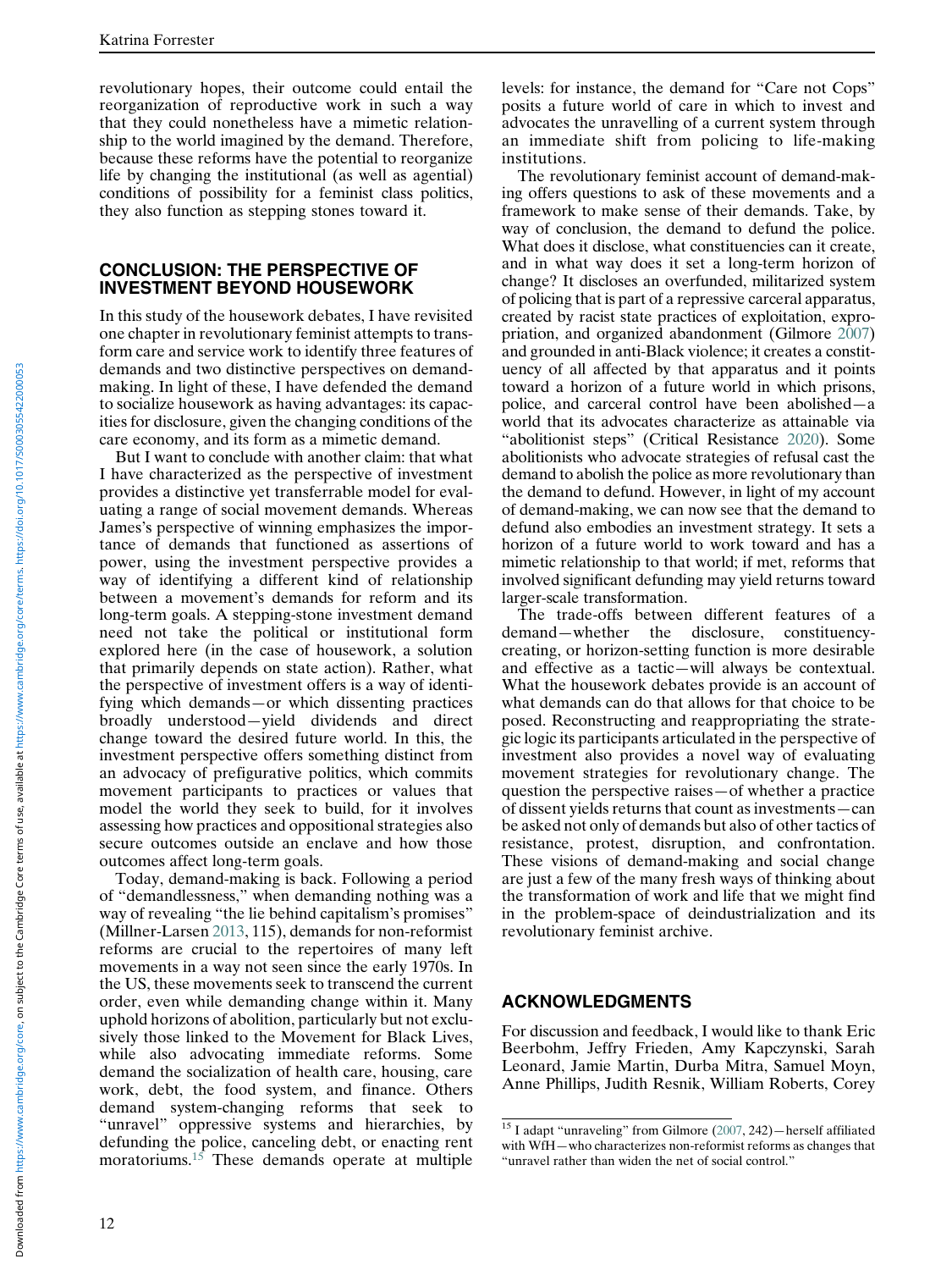revolutionary hopes, their outcome could entail the reorganization of reproductive work in such a way that they could nonetheless have a mimetic relationship to the world imagined by the demand. Therefore, because these reforms have the potential to reorganize life by changing the institutional (as well as agential) conditions of possibility for a feminist class politics, they also function as stepping stones toward it.

## CONCLUSION: THE PERSPECTIVE OF INVESTMENT BEYOND HOUSEWORK

In this study of the housework debates, I have revisited one chapter in revolutionary feminist attempts to transform care and service work to identify three features of demands and two distinctive perspectives on demand-making. In light of these, I have defended the demand to socialize housework as having advantages: its capacities for disclosure, given the changing conditions of the care economy, and its form as a mimetic demand.

But I want to conclude with another claim: that what I have characterized as the perspective of investment provides a distinctive yet transferrable model for evaluating a range of social movement demands. Whereas James's perspective of winning emphasizes the importance of demands that functioned as assertions of power, using the investment perspective provides a way of identifying a different kind of relationship between a movement's demands for reform and its long-term goals. A stepping-stone investment demand need not take the political or institutional form explored here (in the case of housework, a solution that primarily depends on state action). Rather, what the perspective of investment offers is a way of identifying which demands—or which dissenting practices broadly understood—yield dividends and direct change toward the desired future world. In this, the investment perspective offers something distinct from an advocacy of prefigurative politics, which commits movement participants to practices or values that model the world they seek to build, for it involves assessing how practices and oppositional strategies also secure outcomes outside an enclave and how those outcomes affect long-term goals.

Today, demand-making is back. Following a period of "demandlessness," when demanding nothing was a way of revealing "the lie behind capitalism's promises" (Millner-Larsen 2013, 115), demands for non-reformist reforms are crucial to the repertoires of many left movements in a way not seen since the early 1970s. In the US, these movements seek to transcend the current order, even while demanding change within it. Many uphold horizons of abolition, particularly but not exclusively those linked to the Movement for Black Lives, while also advocating immediate reforms. Some demand the socialization of health care, housing, care work, debt, the food system, and finance. Others demand system-changing reforms that seek to "unravel" oppressive systems and hierarchies, by defunding the police, canceling debt, or enacting rent moratoriums.[15] These demands operate at multiple levels: for instance, the demand for "Care not Cops" posits a future world of care in which to invest and advocates the unravelling of a current system through an immediate shift from policing to life-making institutions.

The revolutionary feminist account of demand-making offers questions to ask of these movements and a framework to make sense of their demands. Take, by way of conclusion, the demand to defund the police. What does it disclose, what constituencies can it create, and in what way does it set a long-term horizon of change? It discloses an overfunded, militarized system of policing that is part of a repressive carceral apparatus, created by racist state practices of exploitation, expropriation, and organized abandonment (Gilmore 2007) and grounded in anti-Black violence; it creates a constituency of all affected by that apparatus and it points toward a horizon of a future world in which prisons, police, and carceral control have been abolished—a world that its advocates characterize as attainable via "abolitionist steps" (Critical Resistance 2020). Some abolitionists who advocate strategies of refusal cast the demand to abolish the police as more revolutionary than the demand to defund. However, in light of my account of demand-making, we can now see that the demand to defund also embodies an investment strategy. It sets a horizon of a future world to work toward and has a mimetic relationship to that world; if met, reforms that involved significant defunding may yield returns toward larger-scale transformation.

The trade-offs between different features of a demand—whether the disclosure, constituency-creating, or horizon-setting function is more desirable and effective as a tactic—will always be contextual. What the housework debates provide is an account of what demands can do that allows for that choice to be posed. Reconstructing and reappropriating the strategic logic its participants articulated in the perspective of investment also provides a novel way of evaluating movement strategies for revolutionary change. The question the perspective raises—of whether a practice of dissent yields returns that count as investments—can be asked not only of demands but also of other tactics of resistance, protest, disruption, and confrontation. These visions of demand-making and social change are just a few of the many fresh ways of thinking about the transformation of work and life that we might find in the problem-space of deindustrialization and its revolutionary feminist archive.

## ACKNOWLEDGMENTS

For discussion and feedback, I would like to thank Eric Beerbohm, Jeffry Frieden, Amy Kapczynski, Sarah Leonard, Jamie Martin, Durba Mitra, Samuel Moyn, Anne Phillips, Judith Resnik, William Roberts, Corey

[15] I adapt "unraveling" from Gilmore (2007, 242)—herself affiliated with WfH—who characterizes non-reformist reforms as changes that "unravel rather than widen the net of social control."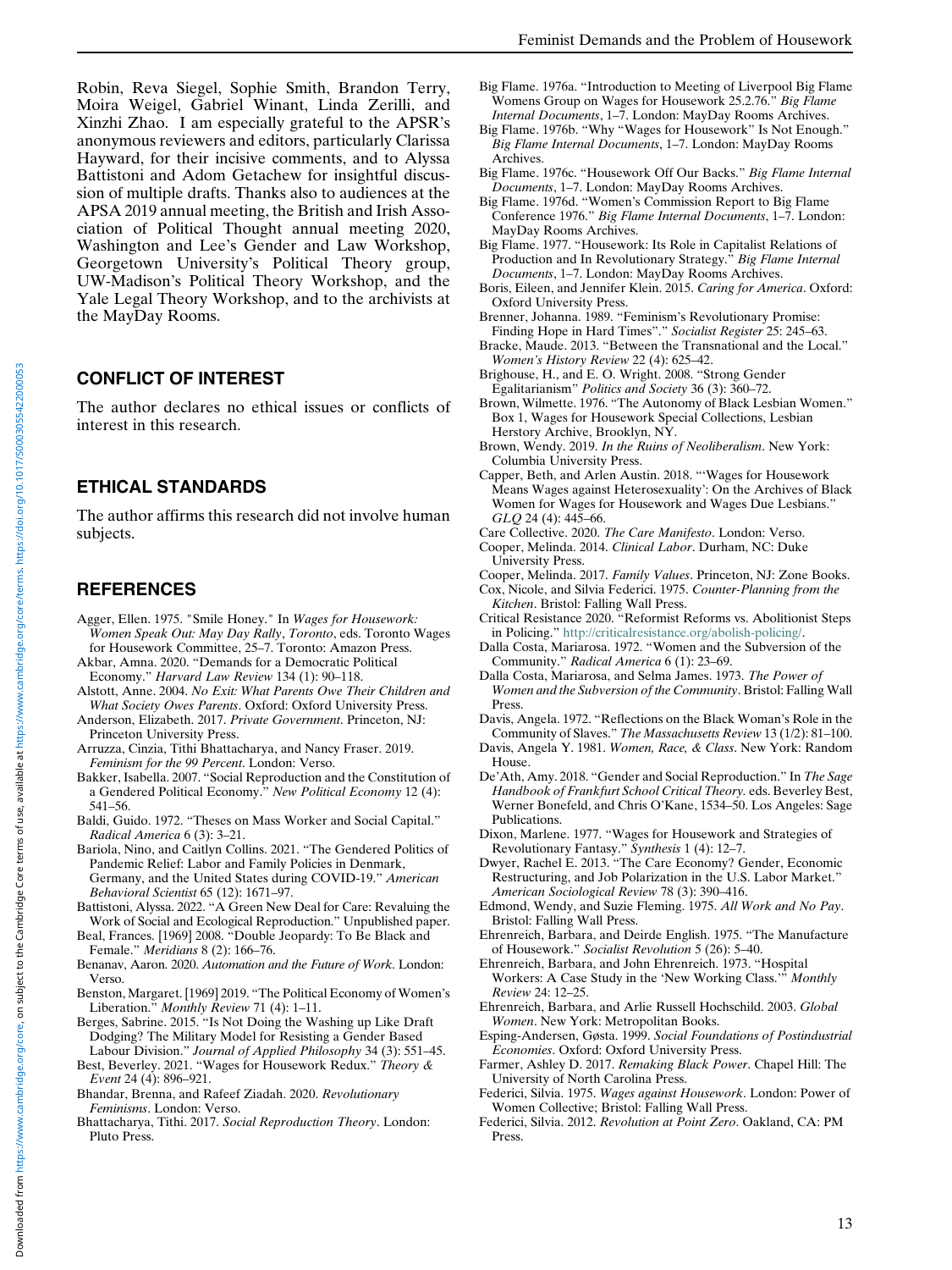Robin, Reva Siegel, Sophie Smith, Brandon Terry, Moira Weigel, Gabriel Winant, Linda Zerilli, and Xinzhi Zhao. I am especially grateful to the APSR's anonymous reviewers and editors, particularly Clarissa Hayward, for their incisive comments, and to Alyssa Battistoni and Adom Getachew for insightful discussion of multiple drafts. Thanks also to audiences at the APSA 2019 annual meeting, the British and Irish Association of Political Thought annual meeting 2020, Washington and Lee's Gender and Law Workshop, Georgetown University's Political Theory group, UW-Madison's Political Theory Workshop, and the Yale Legal Theory Workshop, and to the archivists at the MayDay Rooms.

## CONFLICT OF INTEREST

The author declares no ethical issues or conflicts of interest in this research.

## ETHICAL STANDARDS

The author affirms this research did not involve human subjects.

## REFERENCES

Agger, Ellen. 1975. "Smile Honey." In *Wages for Housework: Women Speak Out: May Day Rally, Toronto*, eds. Toronto Wages for Housework Committee, 25–7. Toronto: Amazon Press.

Akbar, Amna. 2020. "Demands for a Democratic Political Economy." *Harvard Law Review* 134 (1): 90–118.

Alstott, Anne. 2004. *No Exit: What Parents Owe Their Children and What Society Owes Parents*. Oxford: Oxford University Press.

Anderson, Elizabeth. 2017. *Private Government*. Princeton, NJ: Princeton University Press.

Arruzza, Cinzia, Tithi Bhattacharya, and Nancy Fraser. 2019. *Feminism for the 99 Percent*. London: Verso.

Bakker, Isabella. 2007. "Social Reproduction and the Constitution of a Gendered Political Economy." *New Political Economy* 12 (4): 541–56.

Baldi, Guido. 1972. "Theses on Mass Worker and Social Capital." *Radical America* 6 (3): 3–21.

Bariola, Nino, and Caitlyn Collins. 2021. "The Gendered Politics of Pandemic Relief: Labor and Family Policies in Denmark, Germany, and the United States during COVID-19." *American Behavioral Scientist* 65 (12): 1671–97.

Battistoni, Alyssa. 2022. "A Green New Deal for Care: Revaluing the Work of Social and Ecological Reproduction." Unpublished paper.

Beal, Frances. [1969] 2008. "Double Jeopardy: To Be Black and Female." *Meridians* 8 (2): 166–76.

Benanav, Aaron. 2020. *Automation and the Future of Work*. London: Verso.

Benston, Margaret. [1969] 2019. "The Political Economy of Women's Liberation." *Monthly Review* 71 (4): 1–11.

Berges, Sabrine. 2015. "Is Not Doing the Washing up Like Draft Dodging? The Military Model for Resisting a Gender Based Labour Division." *Journal of Applied Philosophy* 34 (3): 551–45.

Best, Beverley. 2021. "Wages for Housework Redux." *Theory & Event* 24 (4): 896–921.

Bhandar, Brenna, and Rafeef Ziadah. 2020. *Revolutionary Feminisms*. London: Verso.

Bhattacharya, Tithi. 2017. *Social Reproduction Theory*. London: Pluto Press.

Big Flame. 1976a. "Introduction to Meeting of Liverpool Big Flame Womens Group on Wages for Housework 25.2.76." *Big Flame Internal Documents*, 1–7. London: MayDay Rooms Archives.

Big Flame. 1976b. "Why "Wages for Housework" Is Not Enough." *Big Flame Internal Documents*, 1–7. London: MayDay Rooms Archives.

Big Flame. 1976c. "Housework Off Our Backs." *Big Flame Internal Documents*, 1–7. London: MayDay Rooms Archives.

Big Flame. 1976d. "Women's Commission Report to Big Flame Conference 1976." *Big Flame Internal Documents*, 1–7. London: MayDay Rooms Archives.

Big Flame. 1977. "Housework: Its Role in Capitalist Relations of Production and In Revolutionary Strategy." *Big Flame Internal Documents*, 1–7. London: MayDay Rooms Archives.

Boris, Eileen, and Jennifer Klein. 2015. *Caring for America*. Oxford: Oxford University Press.

Brenner, Johanna. 1989. "Feminism's Revolutionary Promise: Finding Hope in Hard Times"." *Socialist Register* 25: 245–63.

Bracke, Maude. 2013. "Between the Transnational and the Local." *Women's History Review* 22 (4): 625–42.

Brighouse, H., and E. O. Wright. 2008. "Strong Gender Egalitarianism" *Politics and Society* 36 (3): 360–72.

Brown, Wilmette. 1976. "The Autonomy of Black Lesbian Women." Box 1, Wages for Housework Special Collections, Lesbian Herstory Archive, Brooklyn, NY.

Brown, Wendy. 2019. *In the Ruins of Neoliberalism*. New York: Columbia University Press.

Capper, Beth, and Arlen Austin. 2018. "'Wages for Housework Means Wages against Heterosexuality': On the Archives of Black Women for Wages for Housework and Wages Due Lesbians." *GLQ* 24 (4): 445–66.

Care Collective. 2020. *The Care Manifesto*. London: Verso.

Cooper, Melinda. 2014. *Clinical Labor*. Durham, NC: Duke University Press.

Cooper, Melinda. 2017. *Family Values*. Princeton, NJ: Zone Books.

Cox, Nicole, and Silvia Federici. 1975. *Counter-Planning from the Kitchen*. Bristol: Falling Wall Press.

Critical Resistance 2020. "Reformist Reforms vs. Abolitionist Steps in Policing." http://criticalresistance.org/abolish-policing/.

Dalla Costa, Mariarosa. 1972. "Women and the Subversion of the Community." *Radical America* 6 (1): 23–69.

Dalla Costa, Mariarosa, and Selma James. 1973. *The Power of Women and the Subversion of the Community*. Bristol: Falling Wall Press.

Davis, Angela. 1972. "Reflections on the Black Woman's Role in the Community of Slaves." *The Massachusetts Review* 13 (1/2): 81–100.

Davis, Angela Y. 1981. *Women, Race, & Class*. New York: Random House.

De'Ath, Amy. 2018. "Gender and Social Reproduction." In *The Sage Handbook of Frankfurt School Critical Theory*. eds. Beverley Best, Werner Bonefeld, and Chris O'Kane, 1534–50. Los Angeles: Sage Publications.

Dixon, Marlene. 1977. "Wages for Housework and Strategies of Revolutionary Fantasy." *Synthesis* 1 (4): 12–7.

Dwyer, Rachel E. 2013. "The Care Economy? Gender, Economic Restructuring, and Job Polarization in the U.S. Labor Market." *American Sociological Review* 78 (3): 390–416.

Edmond, Wendy, and Suzie Fleming. 1975. *All Work and No Pay*. Bristol: Falling Wall Press.

Ehrenreich, Barbara, and Deirde English. 1975. "The Manufacture of Housework." *Socialist Revolution* 5 (26): 5–40.

Ehrenreich, Barbara, and John Ehrenreich. 1973. "Hospital Workers: A Case Study in the 'New Working Class.'" *Monthly Review* 24: 12–25.

Ehrenreich, Barbara, and Arlie Russell Hochschild. 2003. *Global Women*. New York: Metropolitan Books.

Esping-Andersen, Gøsta. 1999. *Social Foundations of Postindustrial Economies*. Oxford: Oxford University Press.

Farmer, Ashley D. 2017. *Remaking Black Power*. Chapel Hill: The University of North Carolina Press.

Federici, Silvia. 1975. *Wages against Housework*. London: Power of Women Collective; Bristol: Falling Wall Press.

Federici, Silvia. 2012. *Revolution at Point Zero*. Oakland, CA: PM Press.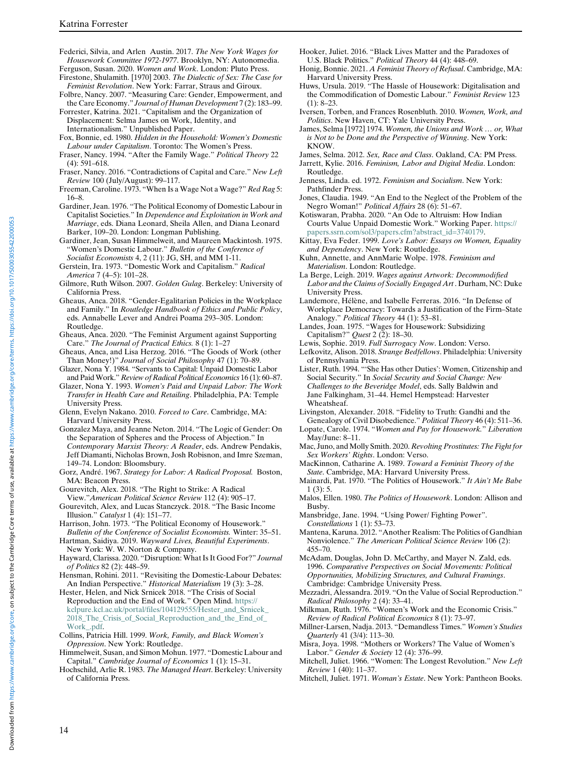Federici, Silvia, and Arlen Austin. 2017. *The New York Wages for Housework Committee 1972-1977*. Brooklyn, NY: Autonomedia.

Ferguson, Susan. 2020. *Women and Work*. London: Pluto Press.

Firestone, Shulamith. [1970] 2003. *The Dialectic of Sex: The Case for Feminist Revolution*. New York: Farrar, Straus and Giroux.

Folbre, Nancy. 2007. "Measuring Care: Gender, Empowerment, and the Care Economy." *Journal of Human Development* 7 (2): 183–99.

Forrester, Katrina. 2021. "Capitalism and the Organization of Displacement: Selma James on Work, Identity, and Internationalism." Unpublished Paper.

Fox, Bonnie, ed. 1980. *Hidden in the Household: Women's Domestic Labour under Capitalism*. Toronto: The Women's Press.

Fraser, Nancy. 1994. "After the Family Wage." *Political Theory* 22 (4): 591–618.

Fraser, Nancy. 2016. "Contradictions of Capital and Care." *New Left Review* 100 (July/August): 99–117.

Freeman, Caroline. 1973. "When Is a Wage Not a Wage?" *Red Rag* 5: 16–8.

Gardiner, Jean. 1976. "The Political Economy of Domestic Labour in Capitalist Societies." In *Dependence and Exploitation in Work and Marriage*, eds. Diana Leonard, Sheila Allen, and Diana Leonard Barker, 109–20. London: Longman Publishing.

Gardiner, Jean, Susan Himmelweit, and Maureen Mackintosh. 1975. "Women's Domestic Labour." *Bulletin of the Conference of Socialist Economists* 4, 2 (11): JG, SH, and MM 1-11.

Gerstein, Ira. 1973. "Domestic Work and Capitalism." *Radical America* 7 (4–5): 101–28.

Gilmore, Ruth Wilson. 2007. *Golden Gulag*. Berkeley: University of California Press.

Gheaus, Anca. 2018. "Gender-Egalitarian Policies in the Workplace and Family." In *Routledge Handbook of Ethics and Public Policy*, eds. Annabelle Lever and Andrei Poama 293–305. London: Routledge.

Gheaus, Anca. 2020. "The Feminist Argument against Supporting Care." *The Journal of Practical Ethics.* 8 (1): 1–27

Gheaus, Anca, and Lisa Herzog. 2016. "The Goods of Work (other Than Money!)" *Journal of Social Philosophy* 47 (1): 70–89.

Glazer, Nona Y. 1984. "Servants to Capital: Unpaid Domestic Labor and Paid Work." *Review of Radical Political Economics* 16 (1): 60–87.

Glazer, Nona Y. 1993. *Women's Paid and Unpaid Labor: The Work Transfer in Health Care and Retailing*. Philadelphia, PA: Temple University Press.

Glenn, Evelyn Nakano. 2010. *Forced to Care*. Cambridge, MA: Harvard University Press.

Gonzalez Maya, and Jeanne Neton. 2014. "The Logic of Gender: On the Separation of Spheres and the Process of Abjection." In *Contemporary Marxist Theory: A Reader*, eds. Andrew Pendakis, Jeff Diamanti, Nicholas Brown, Josh Robisnon, and Imre Szeman, 149–74. London: Bloomsbury.

Gorz, André. 1967. *Strategy for Labor: A Radical Proposal.* Boston, MA: Beacon Press.

Gourevitch, Alex. 2018. "The Right to Strike: A Radical View."*American Political Science Review* 112 (4): 905–17.

Gourevitch, Alex, and Lucas Stanczyck. 2018. "The Basic Income Illusion." *Catalyst* 1 (4): 151–77.

Harrison, John. 1973. "The Political Economy of Housework." *Bulletin of the Conference of Socialist Economists.* Winter: 35–51.

Hartman, Saidiya. 2019. *Wayward Lives, Beautiful Experiments*. New York: W. W. Norton & Company.

Hayward, Clarissa. 2020. "Disruption: What Is It Good For?" *Journal of Politics* 82 (2): 448–59.

Hensman, Rohini. 2011. "Revisiting the Domestic-Labour Debates: An Indian Perspective." *Historical Materialism* 19 (3): 3–28.

Hester, Helen, and Nick Srnicek 2018. "The Crisis of Social Reproduction and the End of Work." Open Mind. https://kclpure.kcl.ac.uk/portal/files/104129555/Hester_and_Srnicek_2018_The_Crisis_of_Social_Reproduction_and_the_End_of_Work_.pdf.

Collins, Patricia Hill. 1999. *Work, Family, and Black Women's Oppression*. New York: Routledge.

Himmelweit, Susan, and Simon Mohun. 1977. "Domestic Labour and Capital." *Cambridge Journal of Economics* 1 (1): 15–31.

Hochschild, Arlie R. 1983. *The Managed Heart*. Berkeley: University of California Press.

Hooker, Juliet. 2016. "Black Lives Matter and the Paradoxes of U.S. Black Politics." *Political Theory* 44 (4): 448–69.

Honig, Bonnie. 2021. *A Feminist Theory of Refusal*. Cambridge, MA: Harvard University Press.

Huws, Ursula. 2019. "The Hassle of Housework: Digitalisation and the Commodification of Domestic Labour." *Feminist Review* 123 (1): 8–23.

Iversen, Torben, and Frances Rosenbluth. 2010. *Women, Work, and Politics*. New Haven, CT: Yale University Press.

James, Selma [1972] 1974. *Women, the Unions and Work … or, What is Not to be Done and the Perspective of Winning*. New York: KNOW.

James, Selma. 2012. *Sex, Race and Class*. Oakland, CA: PM Press.

Jarrett, Kylie. 2016. *Feminism, Labor and Digital Media*. London: Routledge.

Jenness, Linda. ed. 1972. *Feminism and Socialism*. New York: Pathfinder Press.

Jones, Claudia. 1949. "An End to the Neglect of the Problem of the Negro Woman!" *Political Affairs* 28 (6): 51–67.

Kotiswaran, Prabha. 2020. "An Ode to Altruism: How Indian Courts Value Unpaid Domestic Work." Working Paper. https://papers.ssrn.com/sol3/papers.cfm?abstract_id=3740179.

Kittay, Eva Feder. 1999. *Love's Labor: Essays on Women, Equality and Dependency*. New York: Routledge.

Kuhn, Annette, and AnnMarie Wolpe. 1978. *Feminism and Materialism*. London: Routledge.

La Berge, Leigh. 2019. *Wages against Artwork: Decommodified Labor and the Claims of Socially Engaged Art* . Durham, NC: Duke University Press.

Landemore, Hélène, and Isabelle Ferreras. 2016. "In Defense of Workplace Democracy: Towards a Justification of the Firm–State Analogy." *Political Theory* 44 (1): 53–81.

Landes, Joan. 1975. "Wages for Housework: Subsidizing Capitalism?" *Quest* 2 (2): 18–30.

Lewis, Sophie. 2019. *Full Surrogacy Now*. London: Verso.

Lefkovitz, Alison. 2018. *Strange Bedfellows*. Philadelphia: University of Pennsylvania Press.

Lister, Ruth. 1994. "'She Has other Duties': Women, Citizenship and Social Security." In *Social Security and Social Change: New Challenges to the Beveridge Model*, eds. Sally Baldwin and Jane Falkingham, 31–44. Hemel Hempstead: Harvester Wheatsheaf.

Livingston, Alexander. 2018. "Fidelity to Truth: Gandhi and the Genealogy of Civil Disobedience." *Political Theory* 46 (4): 511–36.

Lopate, Carole. 1974. "*Women and Pay for Housework.*" *Liberation* May/June: 8–11.

Mac, Juno, and Molly Smith. 2020. *Revolting Prostitutes: The Fight for Sex Workers' Rights*. London: Verso.

MacKinnon, Catharine A. 1989. *Toward a Feminist Theory of the State*. Cambridge, MA: Harvard University Press.

Mainardi, Pat. 1970. "The Politics of Housework." *It Ain't Me Babe* 1 (3): 5.

Malos, Ellen. 1980. *The Politics of Housework*. London: Allison and Busby.

Mansbridge, Jane. 1994. "Using Power/ Fighting Power". *Constellations* 1 (1): 53–73.

Mantena, Karuna. 2012. "Another Realism: The Politics of Gandhian Nonviolence." *The American Political Science Review* 106 (2): 455–70.

McAdam, Douglas, John D. McCarthy, and Mayer N. Zald, eds. 1996. *Comparative Perspectives on Social Movements: Political Opportunities, Mobilizing Structures, and Cultural Framings*. Cambridge: Cambridge University Press.

Mezzadri, Alessandra. 2019. "On the Value of Social Reproduction." *Radical Philosophy* 2 (4): 33–41.

Milkman, Ruth. 1976. "Women's Work and the Economic Crisis." *Review of Radical Political Economics* 8 (1): 73–97.

Millner-Larsen, Nadja. 2013. "Demandless Times." *Women's Studies Quarterly* 41 (3/4): 113–30.

Misra, Joya. 1998. "Mothers or Workers? The Value of Women's Labor." *Gender & Society* 12 (4): 376–99.

Mitchell, Juliet. 1966. "Women: The Longest Revolution." *New Left Review* 1 (40): 11–37.

Mitchell, Juliet. 1971. *Woman's Estate*. New York: Pantheon Books.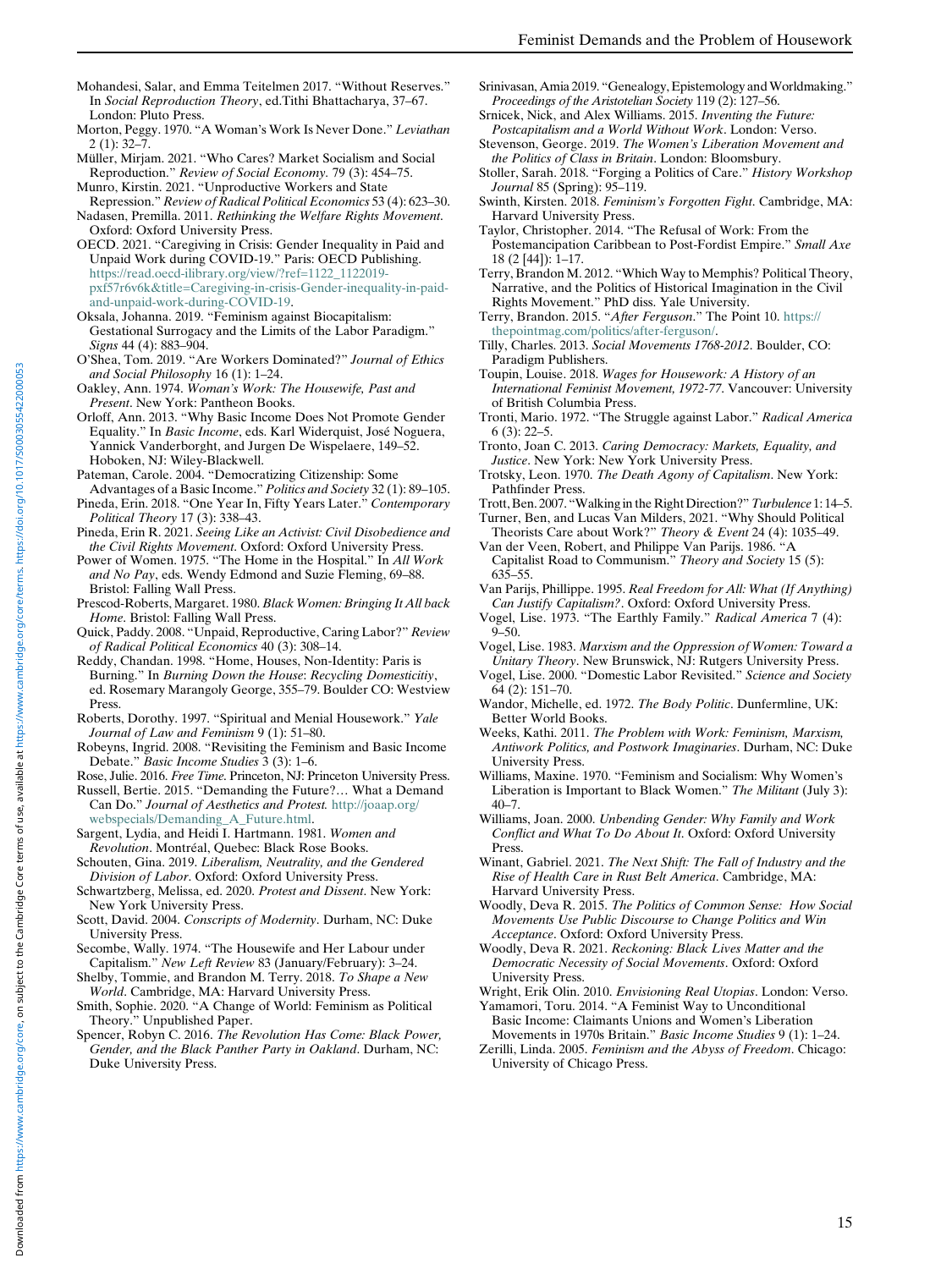Mohandesi, Salar, and Emma Teitelmen 2017. "Without Reserves." In *Social Reproduction Theory*, ed.Tithi Bhattacharya, 37–67. London: Pluto Press.

Morton, Peggy. 1970. "A Woman's Work Is Never Done." *Leviathan* 2 (1): 32–7.

Müller, Mirjam. 2021. "Who Cares? Market Socialism and Social Reproduction." *Review of Social Economy*. 79 (3): 454–75.

Munro, Kirstin. 2021. "Unproductive Workers and State Repression." *Review of Radical Political Economics* 53 (4): 623–30.

Nadasen, Premilla. 2011. *Rethinking the Welfare Rights Movement*. Oxford: Oxford University Press.

OECD. 2021. "Caregiving in Crisis: Gender Inequality in Paid and Unpaid Work during COVID-19." Paris: OECD Publishing. https://read.oecd-ilibrary.org/view/?ref=1122_1122019-pxf57r6v6k&title=Caregiving-in-crisis-Gender-inequality-in-paid-and-unpaid-work-during-COVID-19.

Oksala, Johanna. 2019. "Feminism against Biocapitalism: Gestational Surrogacy and the Limits of the Labor Paradigm." *Signs* 44 (4): 883–904.

O'Shea, Tom. 2019. "Are Workers Dominated?" *Journal of Ethics and Social Philosophy* 16 (1): 1–24.

Oakley, Ann. 1974. *Woman's Work: The Housewife, Past and Present*. New York: Pantheon Books.

Orloff, Ann. 2013. "Why Basic Income Does Not Promote Gender Equality." In *Basic Income*, eds. Karl Widerquist, José Noguera, Yannick Vanderborght, and Jurgen De Wispelaere, 149–52. Hoboken, NJ: Wiley-Blackwell.

Pateman, Carole. 2004. "Democratizing Citizenship: Some Advantages of a Basic Income." *Politics and Society* 32 (1): 89–105.

Pineda, Erin. 2018. "One Year In, Fifty Years Later." *Contemporary Political Theory* 17 (3): 338–43.

Pineda, Erin R. 2021. *Seeing Like an Activist: Civil Disobedience and the Civil Rights Movement*. Oxford: Oxford University Press.

Power of Women. 1975. "The Home in the Hospital." In *All Work and No Pay*, eds. Wendy Edmond and Suzie Fleming, 69–88. Bristol: Falling Wall Press.

Prescod-Roberts, Margaret. 1980. *Black Women: Bringing It All back Home*. Bristol: Falling Wall Press.

Quick, Paddy. 2008. "Unpaid, Reproductive, Caring Labor?" *Review of Radical Political Economics* 40 (3): 308–14.

Reddy, Chandan. 1998. "Home, Houses, Non-Identity: Paris is Burning." In *Burning Down the House*: *Recycling Domesticitiy*, ed. Rosemary Marangoly George, 355–79. Boulder CO: Westview Press.

Roberts, Dorothy. 1997. "Spiritual and Menial Housework." *Yale Journal of Law and Feminism* 9 (1): 51–80.

Robeyns, Ingrid. 2008. "Revisiting the Feminism and Basic Income Debate." *Basic Income Studies* 3 (3): 1–6.

Rose, Julie. 2016. *Free Time*. Princeton, NJ: Princeton University Press.

Russell, Bertie. 2015. "Demanding the Future?… What a Demand Can Do." *Journal of Aesthetics and Protest*. http://joaap.org/webspecials/Demanding_A_Future.html.

Sargent, Lydia, and Heidi I. Hartmann. 1981. *Women and Revolution*. Montréal, Quebec: Black Rose Books.

Schouten, Gina. 2019. *Liberalism, Neutrality, and the Gendered Division of Labor*. Oxford: Oxford University Press.

Schwartzberg, Melissa, ed. 2020. *Protest and Dissent*. New York: New York University Press.

Scott, David. 2004. *Conscripts of Modernity*. Durham, NC: Duke University Press.

Secombe, Wally. 1974. "The Housewife and Her Labour under Capitalism." *New Left Review* 83 (January/February): 3–24.

Shelby, Tommie, and Brandon M. Terry. 2018. *To Shape a New World*. Cambridge, MA: Harvard University Press.

Smith, Sophie. 2020. "A Change of World: Feminism as Political Theory." Unpublished Paper.

Spencer, Robyn C. 2016. *The Revolution Has Come: Black Power, Gender, and the Black Panther Party in Oakland*. Durham, NC: Duke University Press.

Srinivasan, Amia 2019. "Genealogy, Epistemology and Worldmaking." *Proceedings of the Aristotelian Society* 119 (2): 127–56.

Srnicek, Nick, and Alex Williams. 2015. *Inventing the Future: Postcapitalism and a World Without Work*. London: Verso.

Stevenson, George. 2019. *The Women's Liberation Movement and the Politics of Class in Britain*. London: Bloomsbury.

Stoller, Sarah. 2018. "Forging a Politics of Care." *History Workshop Journal* 85 (Spring): 95–119.

Swinth, Kirsten. 2018. *Feminism's Forgotten Fight*. Cambridge, MA: Harvard University Press.

Taylor, Christopher. 2014. "The Refusal of Work: From the Postemancipation Caribbean to Post-Fordist Empire." *Small Axe* 18 (2 [44]): 1–17.

Terry, Brandon M. 2012. "Which Way to Memphis? Political Theory, Narrative, and the Politics of Historical Imagination in the Civil Rights Movement." PhD diss. Yale University.

Terry, Brandon. 2015. "*After Ferguson*." The Point 10. https://thepointmag.com/politics/after-ferguson/.

Tilly, Charles. 2013. *Social Movements 1768-2012*. Boulder, CO: Paradigm Publishers.

Toupin, Louise. 2018. *Wages for Housework: A History of an International Feminist Movement, 1972-77*. Vancouver: University of British Columbia Press.

Tronti, Mario. 1972. "The Struggle against Labor." *Radical America* 6 (3): 22–5.

Tronto, Joan C. 2013. *Caring Democracy: Markets, Equality, and Justice*. New York: New York University Press.

Trotsky, Leon. 1970. *The Death Agony of Capitalism*. New York: Pathfinder Press.

Trott, Ben. 2007. "Walking in the Right Direction?" *Turbulence* 1: 14–5.

Turner, Ben, and Lucas Van Milders, 2021. "Why Should Political Theorists Care about Work?" *Theory & Event* 24 (4): 1035–49.

Van der Veen, Robert, and Philippe Van Parijs. 1986. "A Capitalist Road to Communism." *Theory and Society* 15 (5): 635–55.

Van Parijs, Phillippe. 1995. *Real Freedom for All: What (If Anything) Can Justify Capitalism?*. Oxford: Oxford University Press.

Vogel, Lise. 1973. "The Earthly Family." *Radical America* 7 (4): 9–50.

Vogel, Lise. 1983. *Marxism and the Oppression of Women: Toward a Unitary Theory*. New Brunswick, NJ: Rutgers University Press.

Vogel, Lise. 2000. "Domestic Labor Revisited." *Science and Society* 64 (2): 151–70.

Wandor, Michelle, ed. 1972. *The Body Politic*. Dunfermline, UK: Better World Books.

Weeks, Kathi. 2011. *The Problem with Work: Feminism, Marxism, Antiwork Politics, and Postwork Imaginaries*. Durham, NC: Duke University Press.

Williams, Maxine. 1970. "Feminism and Socialism: Why Women's Liberation is Important to Black Women." *The Militant* (July 3): 40–7.

Williams, Joan. 2000. *Unbending Gender: Why Family and Work Conflict and What To Do About It*. Oxford: Oxford University Press.

Winant, Gabriel. 2021. *The Next Shift: The Fall of Industry and the Rise of Health Care in Rust Belt America*. Cambridge, MA: Harvard University Press.

Woodly, Deva R. 2015. *The Politics of Common Sense: How Social Movements Use Public Discourse to Change Politics and Win Acceptance*. Oxford: Oxford University Press.

Woodly, Deva R. 2021. *Reckoning: Black Lives Matter and the Democratic Necessity of Social Movements*. Oxford: Oxford University Press.

Wright, Erik Olin. 2010. *Envisioning Real Utopias*. London: Verso.

Yamamori, Toru. 2014. "A Feminist Way to Unconditional Basic Income: Claimants Unions and Women's Liberation Movements in 1970s Britain." *Basic Income Studies* 9 (1): 1–24.

Zerilli, Linda. 2005. *Feminism and the Abyss of Freedom*. Chicago: University of Chicago Press.